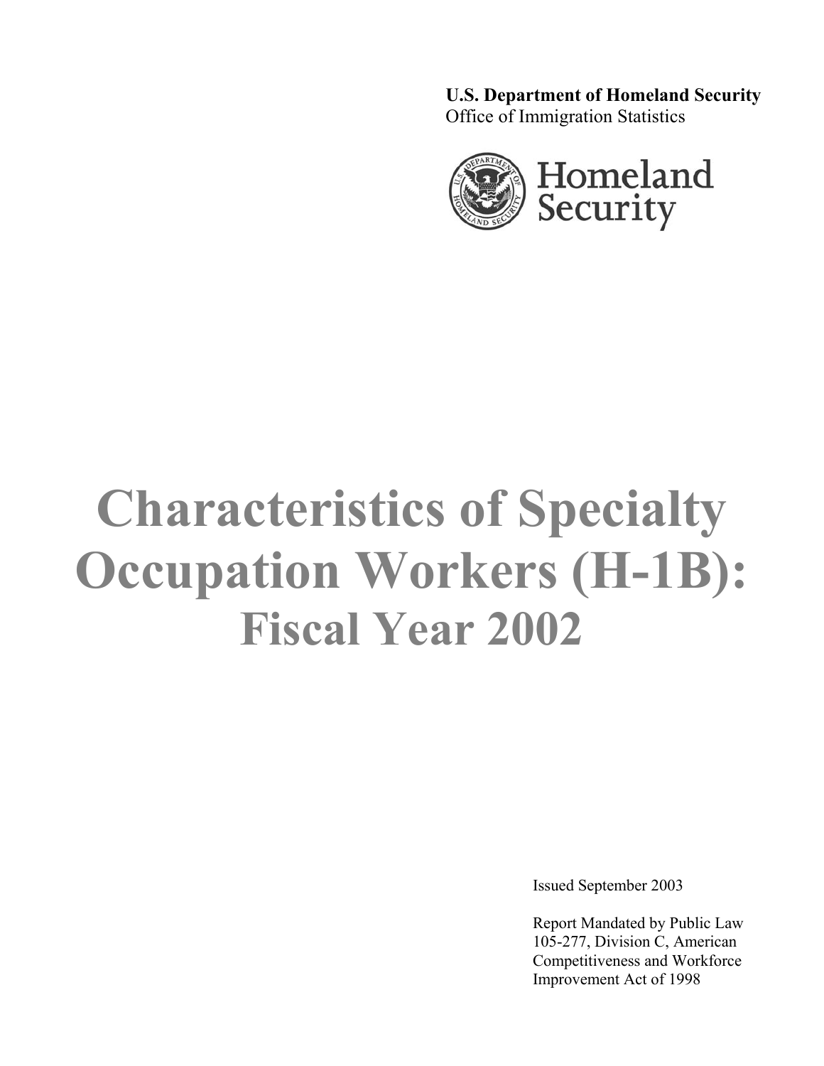**U.S. Department of Homeland Security**
Office of Immigration Statistics

Homeland Security

# Characteristics of Specialty Occupation Workers (H-1B):

## Fiscal Year 2002

Issued September 2003

Report Mandated by Public Law 105-277, Division C, American Competitiveness and Workforce Improvement Act of 1998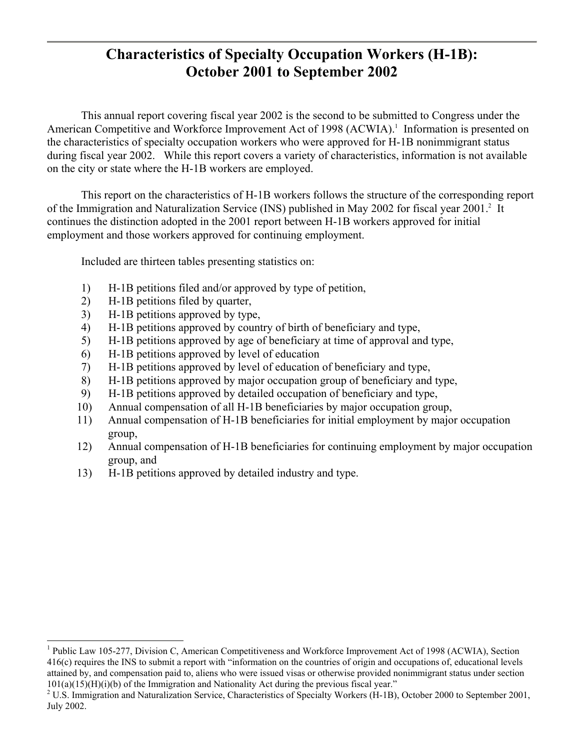# Characteristics of Specialty Occupation Workers (H-1B): October 2001 to September 2002

This annual report covering fiscal year 2002 is the second to be submitted to Congress under the American Competitive and Workforce Improvement Act of 1998 (ACWIA).[1] Information is presented on the characteristics of specialty occupation workers who were approved for H-1B nonimmigrant status during fiscal year 2002. While this report covers a variety of characteristics, information is not available on the city or state where the H-1B workers are employed.

This report on the characteristics of H-1B workers follows the structure of the corresponding report of the Immigration and Naturalization Service (INS) published in May 2002 for fiscal year 2001.[2] It continues the distinction adopted in the 2001 report between H-1B workers approved for initial employment and those workers approved for continuing employment.

Included are thirteen tables presenting statistics on:

1) H-1B petitions filed and/or approved by type of petition,
2) H-1B petitions filed by quarter,
3) H-1B petitions approved by type,
4) H-1B petitions approved by country of birth of beneficiary and type,
5) H-1B petitions approved by age of beneficiary at time of approval and type,
6) H-1B petitions approved by level of education
7) H-1B petitions approved by level of education of beneficiary and type,
8) H-1B petitions approved by major occupation group of beneficiary and type,
9) H-1B petitions approved by detailed occupation of beneficiary and type,
10) Annual compensation of all H-1B beneficiaries by major occupation group,
11) Annual compensation of H-1B beneficiaries for initial employment by major occupation group,
12) Annual compensation of H-1B beneficiaries for continuing employment by major occupation group, and
13) H-1B petitions approved by detailed industry and type.

---

[1] Public Law 105-277, Division C, American Competitiveness and Workforce Improvement Act of 1998 (ACWIA), Section 416(c) requires the INS to submit a report with "information on the countries of origin and occupations of, educational levels attained by, and compensation paid to, aliens who were issued visas or otherwise provided nonimmigrant status under section 101(a)(15)(H)(i)(b) of the Immigration and Nationality Act during the previous fiscal year."

[2] U.S. Immigration and Naturalization Service, Characteristics of Specialty Workers (H-1B), October 2000 to September 2001, July 2002.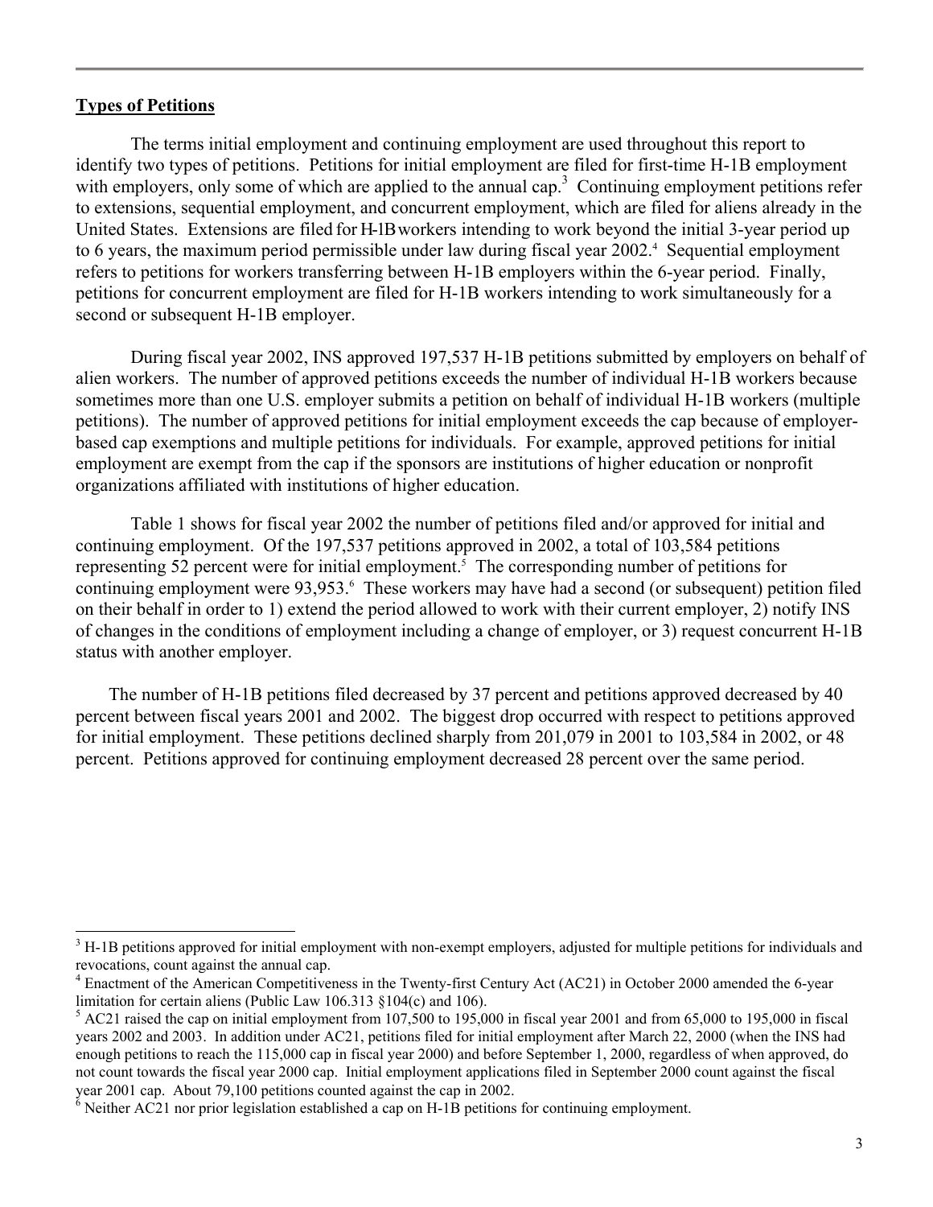**Types of Petitions**

The terms initial employment and continuing employment are used throughout this report to identify two types of petitions. Petitions for initial employment are filed for first-time H-1B employment with employers, only some of which are applied to the annual cap.[3] Continuing employment petitions refer to extensions, sequential employment, and concurrent employment, which are filed for aliens already in the United States. Extensions are filed for H-1B workers intending to work beyond the initial 3-year period up to 6 years, the maximum period permissible under law during fiscal year 2002.[4] Sequential employment refers to petitions for workers transferring between H-1B employers within the 6-year period. Finally, petitions for concurrent employment are filed for H-1B workers intending to work simultaneously for a second or subsequent H-1B employer.

During fiscal year 2002, INS approved 197,537 H-1B petitions submitted by employers on behalf of alien workers. The number of approved petitions exceeds the number of individual H-1B workers because sometimes more than one U.S. employer submits a petition on behalf of individual H-1B workers (multiple petitions). The number of approved petitions for initial employment exceeds the cap because of employer-based cap exemptions and multiple petitions for individuals. For example, approved petitions for initial employment are exempt from the cap if the sponsors are institutions of higher education or nonprofit organizations affiliated with institutions of higher education.

Table 1 shows for fiscal year 2002 the number of petitions filed and/or approved for initial and continuing employment. Of the 197,537 petitions approved in 2002, a total of 103,584 petitions representing 52 percent were for initial employment.[5] The corresponding number of petitions for continuing employment were 93,953.[6] These workers may have had a second (or subsequent) petition filed on their behalf in order to 1) extend the period allowed to work with their current employer, 2) notify INS of changes in the conditions of employment including a change of employer, or 3) request concurrent H-1B status with another employer.

The number of H-1B petitions filed decreased by 37 percent and petitions approved decreased by 40 percent between fiscal years 2001 and 2002. The biggest drop occurred with respect to petitions approved for initial employment. These petitions declined sharply from 201,079 in 2001 to 103,584 in 2002, or 48 percent. Petitions approved for continuing employment decreased 28 percent over the same period.

---

[3] H-1B petitions approved for initial employment with non-exempt employers, adjusted for multiple petitions for individuals and revocations, count against the annual cap.

[4] Enactment of the American Competitiveness in the Twenty-first Century Act (AC21) in October 2000 amended the 6-year limitation for certain aliens (Public Law 106.313 §104(c) and 106).

[5] AC21 raised the cap on initial employment from 107,500 to 195,000 in fiscal year 2001 and from 65,000 to 195,000 in fiscal years 2002 and 2003. In addition under AC21, petitions filed for initial employment after March 22, 2000 (when the INS had enough petitions to reach the 115,000 cap in fiscal year 2000) and before September 1, 2000, regardless of when approved, do not count towards the fiscal year 2000 cap. Initial employment applications filed in September 2000 count against the fiscal year 2001 cap. About 79,100 petitions counted against the cap in 2002.

[6] Neither AC21 nor prior legislation established a cap on H-1B petitions for continuing employment.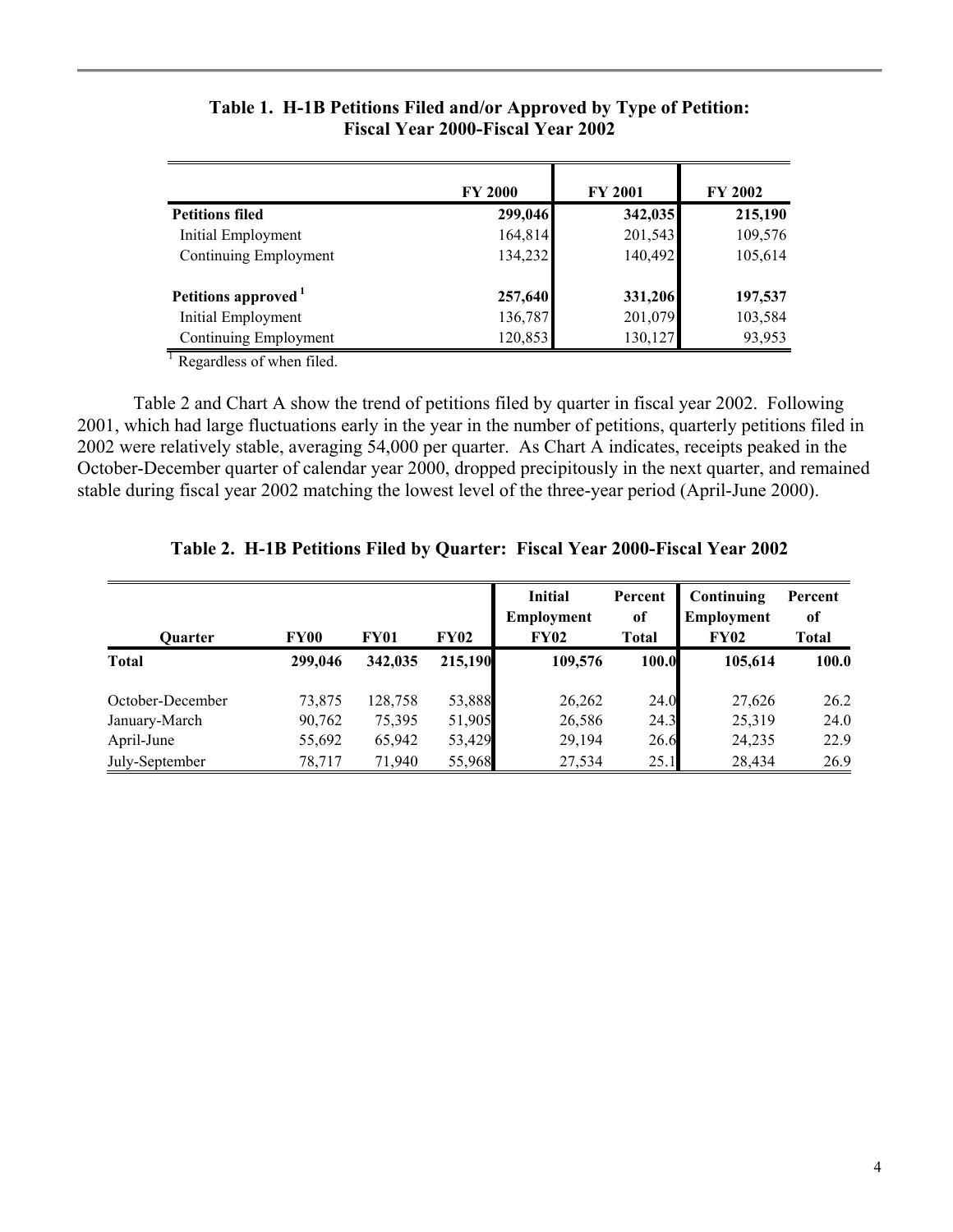**Table 1. H-1B Petitions Filed and/or Approved by Type of Petition: Fiscal Year 2000-Fiscal Year 2002**

| | FY 2000 | FY 2001 | FY 2002 |
|---|---|---|---|
| **Petitions filed** | **299,046** | **342,035** | **215,190** |
| Initial Employment | 164,814 | 201,543 | 109,576 |
| Continuing Employment | 134,232 | 140,492 | 105,614 |
| | | | |
| **Petitions approved** [1] | **257,640** | **331,206** | **197,537** |
| Initial Employment | 136,787 | 201,079 | 103,584 |
| Continuing Employment | 120,853 | 130,127 | 93,953 |

[1] Regardless of when filed.

Table 2 and Chart A show the trend of petitions filed by quarter in fiscal year 2002. Following 2001, which had large fluctuations early in the year in the number of petitions, quarterly petitions filed in 2002 were relatively stable, averaging 54,000 per quarter. As Chart A indicates, receipts peaked in the October-December quarter of calendar year 2000, dropped precipitously in the next quarter, and remained stable during fiscal year 2002 matching the lowest level of the three-year period (April-June 2000).

**Table 2. H-1B Petitions Filed by Quarter: Fiscal Year 2000-Fiscal Year 2002**

| Quarter | FY00 | FY01 | FY02 | Initial Employment FY02 | Percent of Total | Continuing Employment FY02 | Percent of Total |
|---|---|---|---|---|---|---|---|
| **Total** | **299,046** | **342,035** | **215,190** | **109,576** | **100.0** | **105,614** | **100.0** |
| October-December | 73,875 | 128,758 | 53,888 | 26,262 | 24.0 | 27,626 | 26.2 |
| January-March | 90,762 | 75,395 | 51,905 | 26,586 | 24.3 | 25,319 | 24.0 |
| April-June | 55,692 | 65,942 | 53,429 | 29,194 | 26.6 | 24,235 | 22.9 |
| July-September | 78,717 | 71,940 | 55,968 | 27,534 | 25.1 | 28,434 | 26.9 |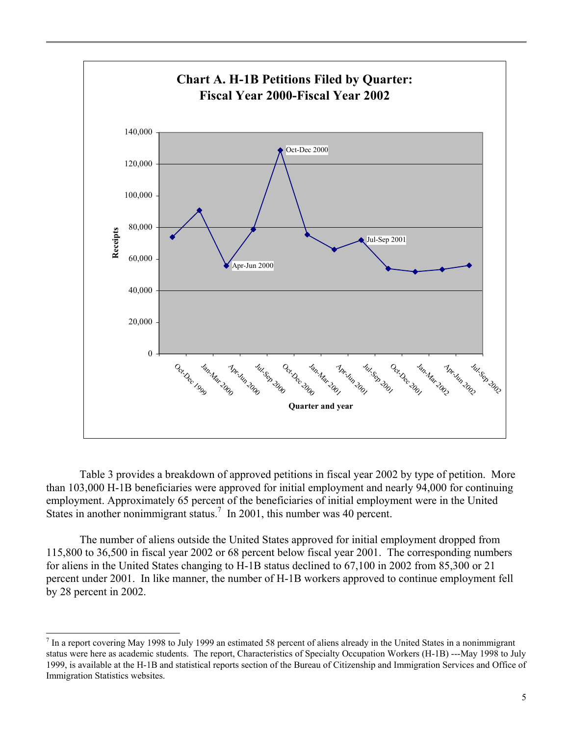**Chart A. H-1B Petitions Filed by Quarter: Fiscal Year 2000-Fiscal Year 2002**

Table 3 provides a breakdown of approved petitions in fiscal year 2002 by type of petition. More than 103,000 H-1B beneficiaries were approved for initial employment and nearly 94,000 for continuing employment. Approximately 65 percent of the beneficiaries of initial employment were in the United States in another nonimmigrant status.[7] In 2001, this number was 40 percent.

The number of aliens outside the United States approved for initial employment dropped from 115,800 to 36,500 in fiscal year 2002 or 68 percent below fiscal year 2001. The corresponding numbers for aliens in the United States changing to H-1B status declined to 67,100 in 2002 from 85,300 or 21 percent under 2001. In like manner, the number of H-1B workers approved to continue employment fell by 28 percent in 2002.

---

[7] In a report covering May 1998 to July 1999 an estimated 58 percent of aliens already in the United States in a nonimmigrant status were here as academic students. The report, Characteristics of Specialty Occupation Workers (H-1B) ---May 1998 to July 1999, is available at the H-1B and statistical reports section of the Bureau of Citizenship and Immigration Services and Office of Immigration Statistics websites.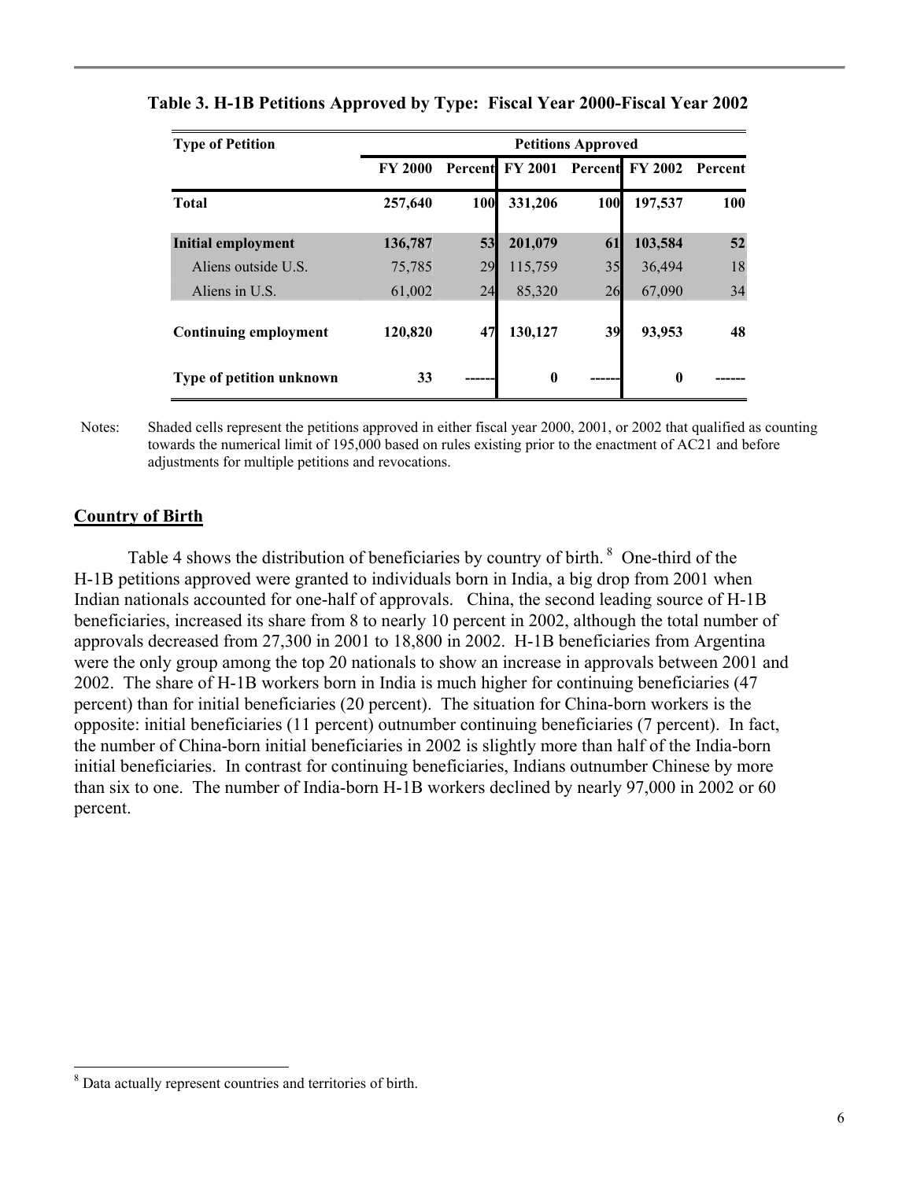**Table 3. H-1B Petitions Approved by Type: Fiscal Year 2000-Fiscal Year 2002**

| Type of Petition | Petitions Approved | | | | | |
|---|---|---|---|---|---|---|
| | FY 2000 | Percent | FY 2001 | Percent | FY 2002 | Percent |
| **Total** | **257,640** | **100** | **331,206** | **100** | **197,537** | **100** |
| **Initial employment** | **136,787** | **53** | **201,079** | **61** | **103,584** | **52** |
| Aliens outside U.S. | 75,785 | 29 | 115,759 | 35 | 36,494 | 18 |
| Aliens in U.S. | 61,002 | 24 | 85,320 | 26 | 67,090 | 34 |
| **Continuing employment** | **120,820** | **47** | **130,127** | **39** | **93,953** | **48** |
| **Type of petition unknown** | **33** | ------ | **0** | ------ | **0** | ------ |

Notes: Shaded cells represent the petitions approved in either fiscal year 2000, 2001, or 2002 that qualified as counting towards the numerical limit of 195,000 based on rules existing prior to the enactment of AC21 and before adjustments for multiple petitions and revocations.

## Country of Birth

Table 4 shows the distribution of beneficiaries by country of birth.[8] One-third of the H-1B petitions approved were granted to individuals born in India, a big drop from 2001 when Indian nationals accounted for one-half of approvals. China, the second leading source of H-1B beneficiaries, increased its share from 8 to nearly 10 percent in 2002, although the total number of approvals decreased from 27,300 in 2001 to 18,800 in 2002. H-1B beneficiaries from Argentina were the only group among the top 20 nationals to show an increase in approvals between 2001 and 2002. The share of H-1B workers born in India is much higher for continuing beneficiaries (47 percent) than for initial beneficiaries (20 percent). The situation for China-born workers is the opposite: initial beneficiaries (11 percent) outnumber continuing beneficiaries (7 percent). In fact, the number of China-born initial beneficiaries in 2002 is slightly more than half of the India-born initial beneficiaries. In contrast for continuing beneficiaries, Indians outnumber Chinese by more than six to one. The number of India-born H-1B workers declined by nearly 97,000 in 2002 or 60 percent.

[8] Data actually represent countries and territories of birth.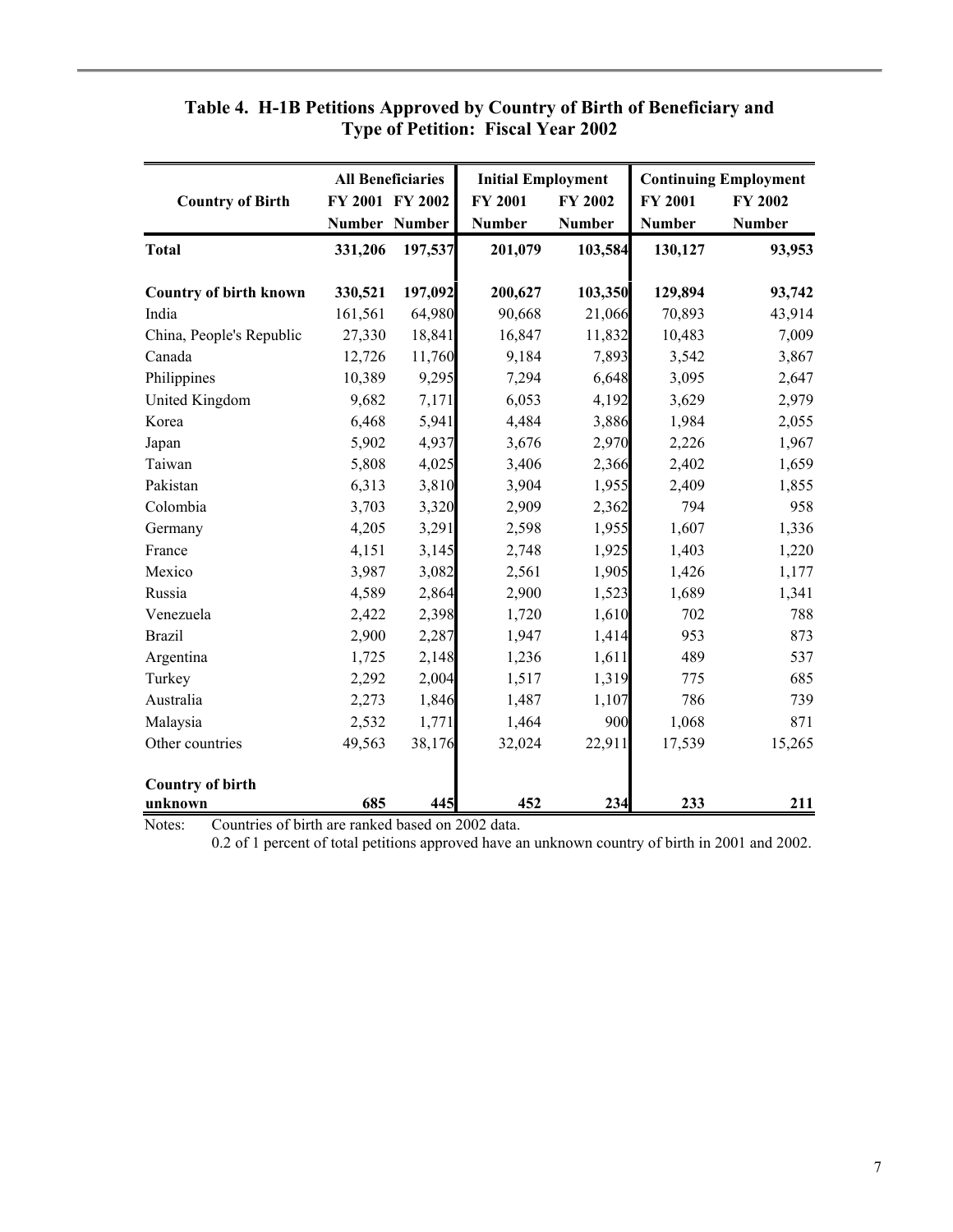## Table 4. H-1B Petitions Approved by Country of Birth of Beneficiary and Type of Petition: Fiscal Year 2002

| Country of Birth | All Beneficiaries | | Initial Employment | | Continuing Employment | |
|---|---|---|---|---|---|---|
| | FY 2001 | FY 2002 | FY 2001 | FY 2002 | FY 2001 | FY 2002 |
| | Number | Number | Number | Number | Number | Number |
| **Total** | **331,206** | **197,537** | **201,079** | **103,584** | **130,127** | **93,953** |
| **Country of birth known** | **330,521** | **197,092** | **200,627** | **103,350** | **129,894** | **93,742** |
| India | 161,561 | 64,980 | 90,668 | 21,066 | 70,893 | 43,914 |
| China, People's Republic | 27,330 | 18,841 | 16,847 | 11,832 | 10,483 | 7,009 |
| Canada | 12,726 | 11,760 | 9,184 | 7,893 | 3,542 | 3,867 |
| Philippines | 10,389 | 9,295 | 7,294 | 6,648 | 3,095 | 2,647 |
| United Kingdom | 9,682 | 7,171 | 6,053 | 4,192 | 3,629 | 2,979 |
| Korea | 6,468 | 5,941 | 4,484 | 3,886 | 1,984 | 2,055 |
| Japan | 5,902 | 4,937 | 3,676 | 2,970 | 2,226 | 1,967 |
| Taiwan | 5,808 | 4,025 | 3,406 | 2,366 | 2,402 | 1,659 |
| Pakistan | 6,313 | 3,810 | 3,904 | 1,955 | 2,409 | 1,855 |
| Colombia | 3,703 | 3,320 | 2,909 | 2,362 | 794 | 958 |
| Germany | 4,205 | 3,291 | 2,598 | 1,955 | 1,607 | 1,336 |
| France | 4,151 | 3,145 | 2,748 | 1,925 | 1,403 | 1,220 |
| Mexico | 3,987 | 3,082 | 2,561 | 1,905 | 1,426 | 1,177 |
| Russia | 4,589 | 2,864 | 2,900 | 1,523 | 1,689 | 1,341 |
| Venezuela | 2,422 | 2,398 | 1,720 | 1,610 | 702 | 788 |
| Brazil | 2,900 | 2,287 | 1,947 | 1,414 | 953 | 873 |
| Argentina | 1,725 | 2,148 | 1,236 | 1,611 | 489 | 537 |
| Turkey | 2,292 | 2,004 | 1,517 | 1,319 | 775 | 685 |
| Australia | 2,273 | 1,846 | 1,487 | 1,107 | 786 | 739 |
| Malaysia | 2,532 | 1,771 | 1,464 | 900 | 1,068 | 871 |
| Other countries | 49,563 | 38,176 | 32,024 | 22,911 | 17,539 | 15,265 |
| **Country of birth unknown** | **685** | **445** | **452** | **234** | **233** | **211** |

Notes: Countries of birth are ranked based on 2002 data.
0.2 of 1 percent of total petitions approved have an unknown country of birth in 2001 and 2002.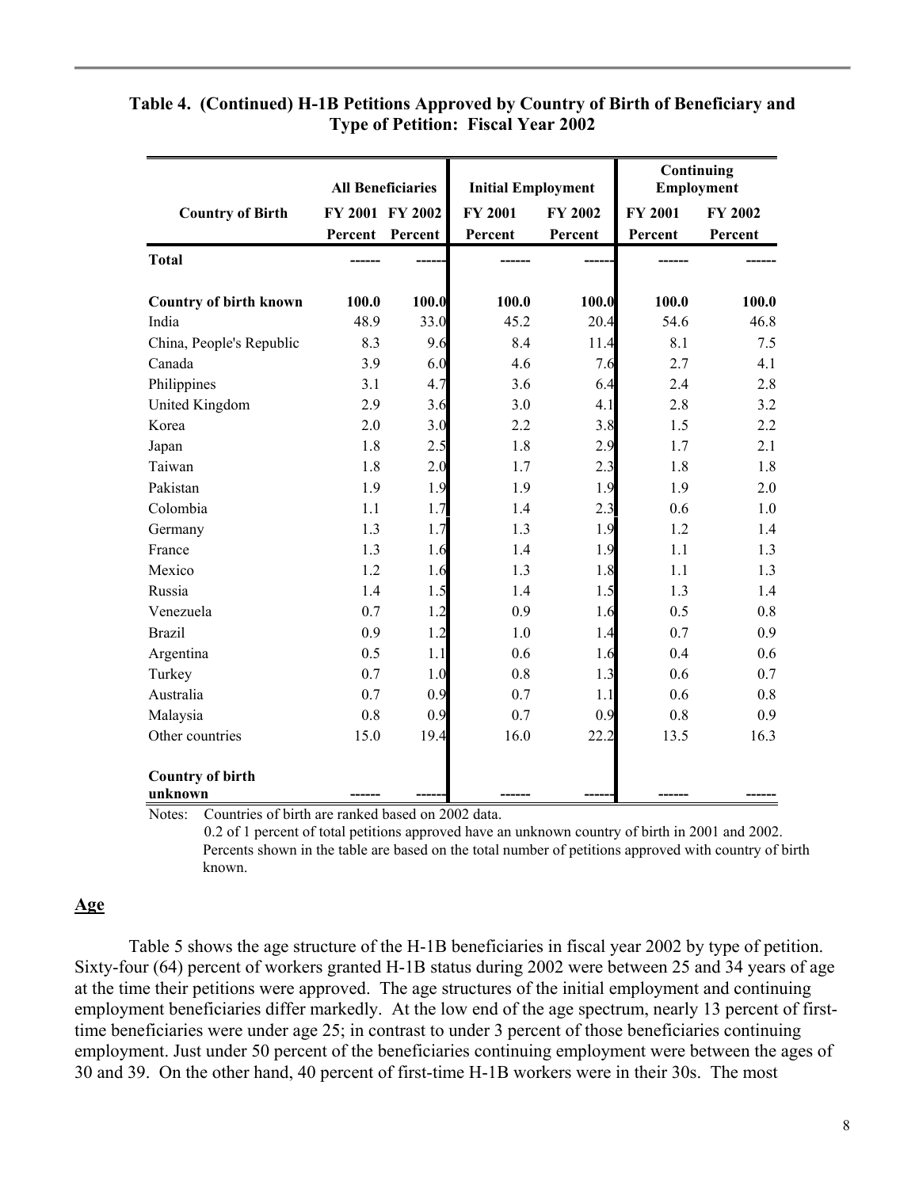**Table 4. (Continued) H-1B Petitions Approved by Country of Birth of Beneficiary and Type of Petition: Fiscal Year 2002**

| | All Beneficiaries | | Initial Employment | | Continuing Employment | |
|---|---|---|---|---|---|---|
| **Country of Birth** | **FY 2001 Percent** | **FY 2002 Percent** | **FY 2001 Percent** | **FY 2002 Percent** | **FY 2001 Percent** | **FY 2002 Percent** |
| **Total** | ------ | ------ | ------ | ------ | ------ | ------ |
| **Country of birth known** | **100.0** | **100.0** | **100.0** | **100.0** | **100.0** | **100.0** |
| India | 48.9 | 33.0 | 45.2 | 20.4 | 54.6 | 46.8 |
| China, People's Republic | 8.3 | 9.6 | 8.4 | 11.4 | 8.1 | 7.5 |
| Canada | 3.9 | 6.0 | 4.6 | 7.6 | 2.7 | 4.1 |
| Philippines | 3.1 | 4.7 | 3.6 | 6.4 | 2.4 | 2.8 |
| United Kingdom | 2.9 | 3.6 | 3.0 | 4.1 | 2.8 | 3.2 |
| Korea | 2.0 | 3.0 | 2.2 | 3.8 | 1.5 | 2.2 |
| Japan | 1.8 | 2.5 | 1.8 | 2.9 | 1.7 | 2.1 |
| Taiwan | 1.8 | 2.0 | 1.7 | 2.3 | 1.8 | 1.8 |
| Pakistan | 1.9 | 1.9 | 1.9 | 1.9 | 1.9 | 2.0 |
| Colombia | 1.1 | 1.7 | 1.4 | 2.3 | 0.6 | 1.0 |
| Germany | 1.3 | 1.7 | 1.3 | 1.9 | 1.2 | 1.4 |
| France | 1.3 | 1.6 | 1.4 | 1.9 | 1.1 | 1.3 |
| Mexico | 1.2 | 1.6 | 1.3 | 1.8 | 1.1 | 1.3 |
| Russia | 1.4 | 1.5 | 1.4 | 1.5 | 1.3 | 1.4 |
| Venezuela | 0.7 | 1.2 | 0.9 | 1.6 | 0.5 | 0.8 |
| Brazil | 0.9 | 1.2 | 1.0 | 1.4 | 0.7 | 0.9 |
| Argentina | 0.5 | 1.1 | 0.6 | 1.6 | 0.4 | 0.6 |
| Turkey | 0.7 | 1.0 | 0.8 | 1.3 | 0.6 | 0.7 |
| Australia | 0.7 | 0.9 | 0.7 | 1.1 | 0.6 | 0.8 |
| Malaysia | 0.8 | 0.9 | 0.7 | 0.9 | 0.8 | 0.9 |
| Other countries | 15.0 | 19.4 | 16.0 | 22.2 | 13.5 | 16.3 |
| **Country of birth unknown** | ------ | ------ | ------ | ------ | ------ | ------ |

Notes: Countries of birth are ranked based on 2002 data.
0.2 of 1 percent of total petitions approved have an unknown country of birth in 2001 and 2002.
Percents shown in the table are based on the total number of petitions approved with country of birth known.

## Age

Table 5 shows the age structure of the H-1B beneficiaries in fiscal year 2002 by type of petition. Sixty-four (64) percent of workers granted H-1B status during 2002 were between 25 and 34 years of age at the time their petitions were approved. The age structures of the initial employment and continuing employment beneficiaries differ markedly. At the low end of the age spectrum, nearly 13 percent of first-time beneficiaries were under age 25; in contrast to under 3 percent of those beneficiaries continuing employment. Just under 50 percent of the beneficiaries continuing employment were between the ages of 30 and 39. On the other hand, 40 percent of first-time H-1B workers were in their 30s. The most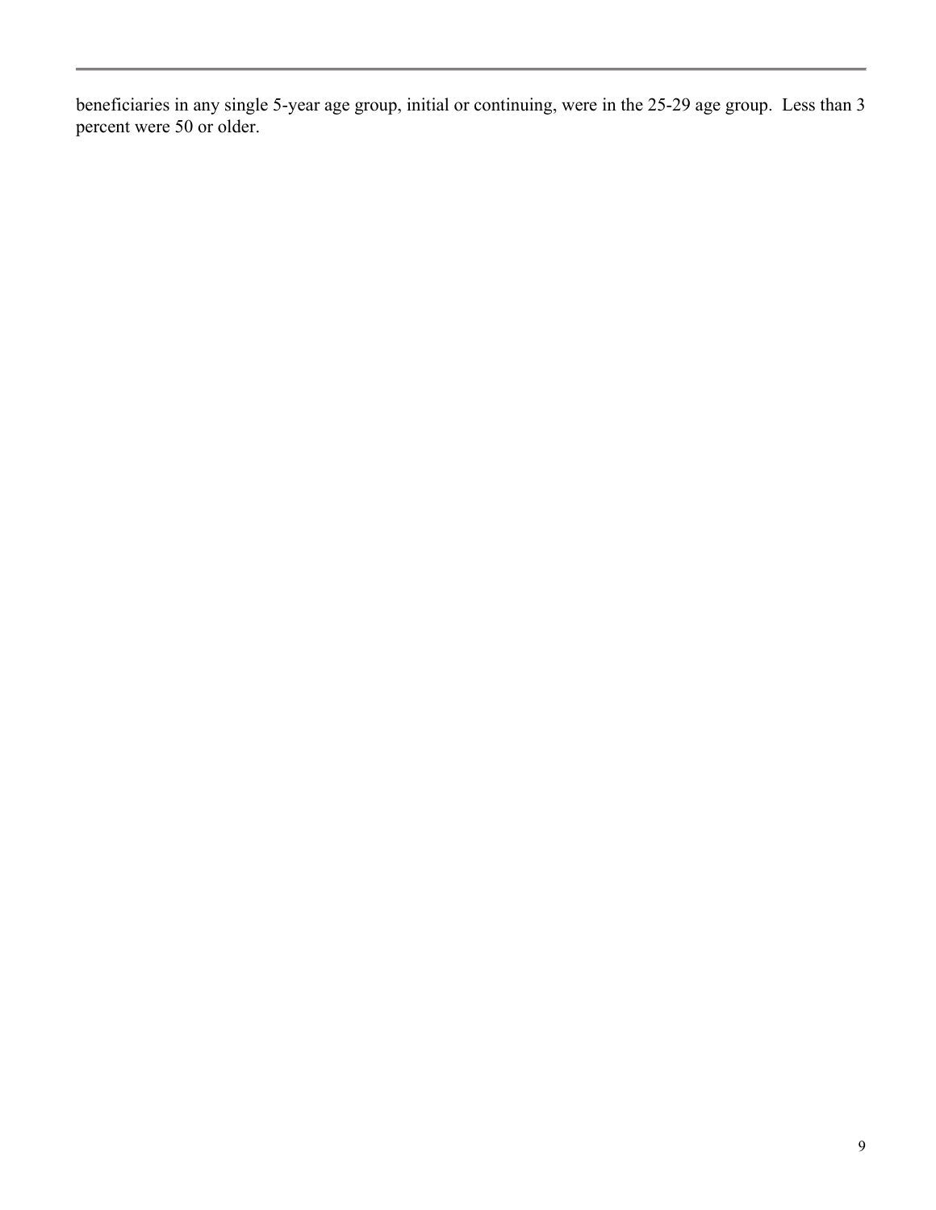beneficiaries in any single 5-year age group, initial or continuing, were in the 25-29 age group. Less than 3 percent were 50 or older.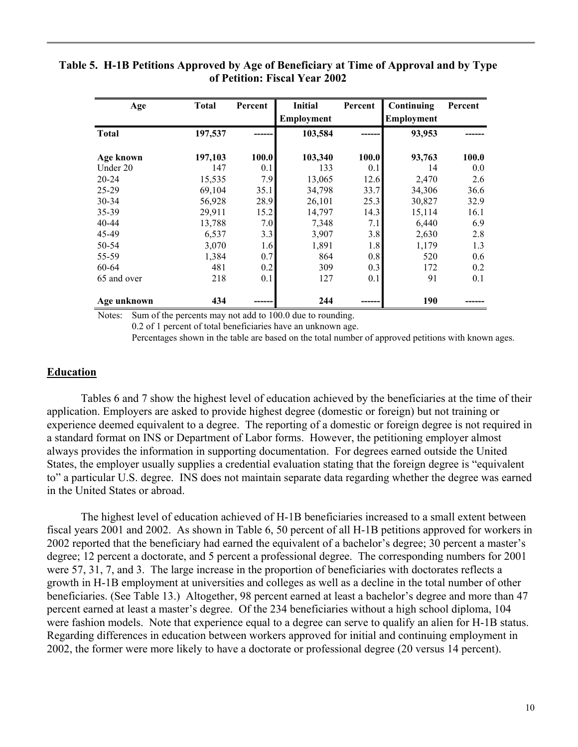**Table 5. H-1B Petitions Approved by Age of Beneficiary at Time of Approval and by Type of Petition: Fiscal Year 2002**

| Age | Total | Percent | Initial Employment | Percent | Continuing Employment | Percent |
|---|---|---|---|---|---|---|
| **Total** | **197,537** | **------** | **103,584** | **------** | **93,953** | **------** |
| **Age known** | **197,103** | **100.0** | **103,340** | **100.0** | **93,763** | **100.0** |
| Under 20 | 147 | 0.1 | 133 | 0.1 | 14 | 0.0 |
| 20-24 | 15,535 | 7.9 | 13,065 | 12.6 | 2,470 | 2.6 |
| 25-29 | 69,104 | 35.1 | 34,798 | 33.7 | 34,306 | 36.6 |
| 30-34 | 56,928 | 28.9 | 26,101 | 25.3 | 30,827 | 32.9 |
| 35-39 | 29,911 | 15.2 | 14,797 | 14.3 | 15,114 | 16.1 |
| 40-44 | 13,788 | 7.0 | 7,348 | 7.1 | 6,440 | 6.9 |
| 45-49 | 6,537 | 3.3 | 3,907 | 3.8 | 2,630 | 2.8 |
| 50-54 | 3,070 | 1.6 | 1,891 | 1.8 | 1,179 | 1.3 |
| 55-59 | 1,384 | 0.7 | 864 | 0.8 | 520 | 0.6 |
| 60-64 | 481 | 0.2 | 309 | 0.3 | 172 | 0.2 |
| 65 and over | 218 | 0.1 | 127 | 0.1 | 91 | 0.1 |
| **Age unknown** | **434** | **------** | **244** | **------** | **190** | **------** |

Notes: Sum of the percents may not add to 100.0 due to rounding.
0.2 of 1 percent of total beneficiaries have an unknown age.
Percentages shown in the table are based on the total number of approved petitions with known ages.

## Education

Tables 6 and 7 show the highest level of education achieved by the beneficiaries at the time of their application. Employers are asked to provide highest degree (domestic or foreign) but not training or experience deemed equivalent to a degree. The reporting of a domestic or foreign degree is not required in a standard format on INS or Department of Labor forms. However, the petitioning employer almost always provides the information in supporting documentation. For degrees earned outside the United States, the employer usually supplies a credential evaluation stating that the foreign degree is "equivalent to" a particular U.S. degree. INS does not maintain separate data regarding whether the degree was earned in the United States or abroad.

The highest level of education achieved of H-1B beneficiaries increased to a small extent between fiscal years 2001 and 2002. As shown in Table 6, 50 percent of all H-1B petitions approved for workers in 2002 reported that the beneficiary had earned the equivalent of a bachelor's degree; 30 percent a master's degree; 12 percent a doctorate, and 5 percent a professional degree. The corresponding numbers for 2001 were 57, 31, 7, and 3. The large increase in the proportion of beneficiaries with doctorates reflects a growth in H-1B employment at universities and colleges as well as a decline in the total number of other beneficiaries. (See Table 13.) Altogether, 98 percent earned at least a bachelor's degree and more than 47 percent earned at least a master's degree. Of the 234 beneficiaries without a high school diploma, 104 were fashion models. Note that experience equal to a degree can serve to qualify an alien for H-1B status. Regarding differences in education between workers approved for initial and continuing employment in 2002, the former were more likely to have a doctorate or professional degree (20 versus 14 percent).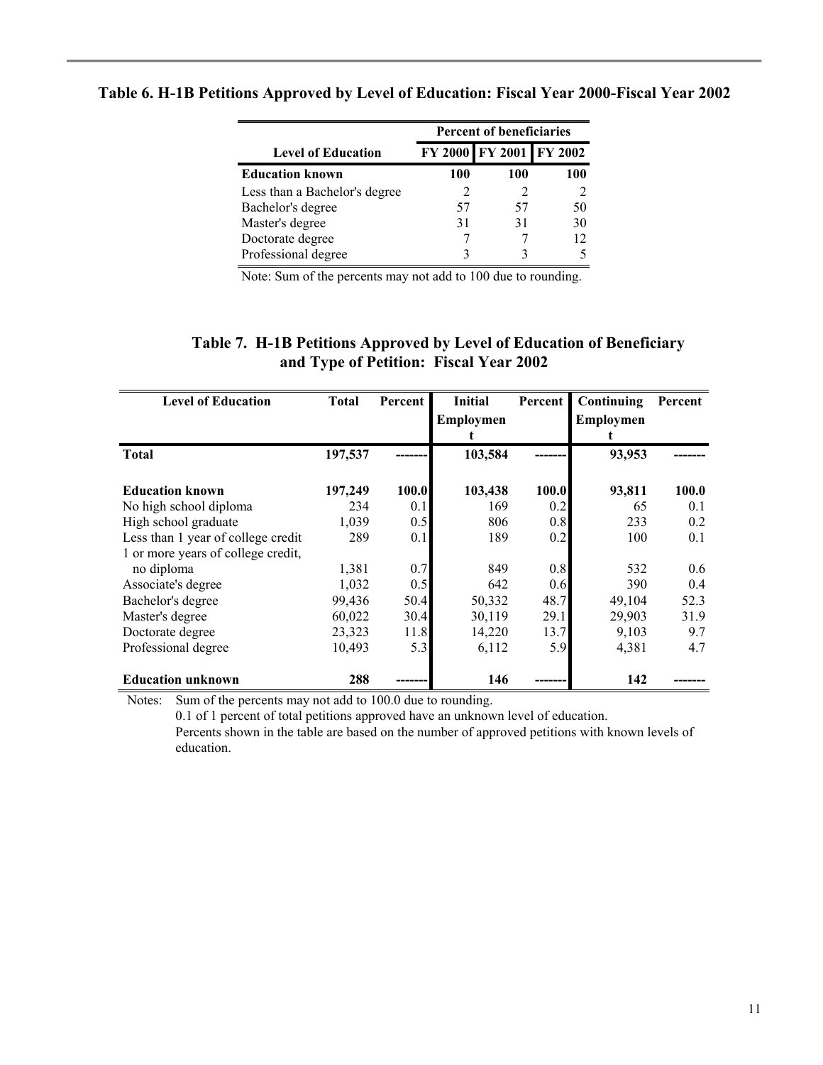### Table 6. H-1B Petitions Approved by Level of Education: Fiscal Year 2000-Fiscal Year 2002

| Level of Education | Percent of beneficiaries | | |
|---|---|---|---|
| | FY 2000 | FY 2001 | FY 2002 |
| **Education known** | **100** | **100** | **100** |
| Less than a Bachelor's degree | 2 | 2 | 2 |
| Bachelor's degree | 57 | 57 | 50 |
| Master's degree | 31 | 31 | 30 |
| Doctorate degree | 7 | 7 | 12 |
| Professional degree | 3 | 3 | 5 |

Note: Sum of the percents may not add to 100 due to rounding.

### Table 7. H-1B Petitions Approved by Level of Education of Beneficiary and Type of Petition: Fiscal Year 2002

| Level of Education | Total | Percent | Initial Employment | Percent | Continuing Employment | Percent |
|---|---|---|---|---|---|---|
| **Total** | **197,537** | ------- | **103,584** | ------- | **93,953** | ------- |
| **Education known** | **197,249** | **100.0** | **103,438** | **100.0** | **93,811** | **100.0** |
| No high school diploma | 234 | 0.1 | 169 | 0.2 | 65 | 0.1 |
| High school graduate | 1,039 | 0.5 | 806 | 0.8 | 233 | 0.2 |
| Less than 1 year of college credit | 289 | 0.1 | 189 | 0.2 | 100 | 0.1 |
| 1 or more years of college credit, no diploma | 1,381 | 0.7 | 849 | 0.8 | 532 | 0.6 |
| Associate's degree | 1,032 | 0.5 | 642 | 0.6 | 390 | 0.4 |
| Bachelor's degree | 99,436 | 50.4 | 50,332 | 48.7 | 49,104 | 52.3 |
| Master's degree | 60,022 | 30.4 | 30,119 | 29.1 | 29,903 | 31.9 |
| Doctorate degree | 23,323 | 11.8 | 14,220 | 13.7 | 9,103 | 9.7 |
| Professional degree | 10,493 | 5.3 | 6,112 | 5.9 | 4,381 | 4.7 |
| **Education unknown** | **288** | ------- | **146** | ------- | **142** | ------- |

Notes: Sum of the percents may not add to 100.0 due to rounding.
0.1 of 1 percent of total petitions approved have an unknown level of education.
Percents shown in the table are based on the number of approved petitions with known levels of education.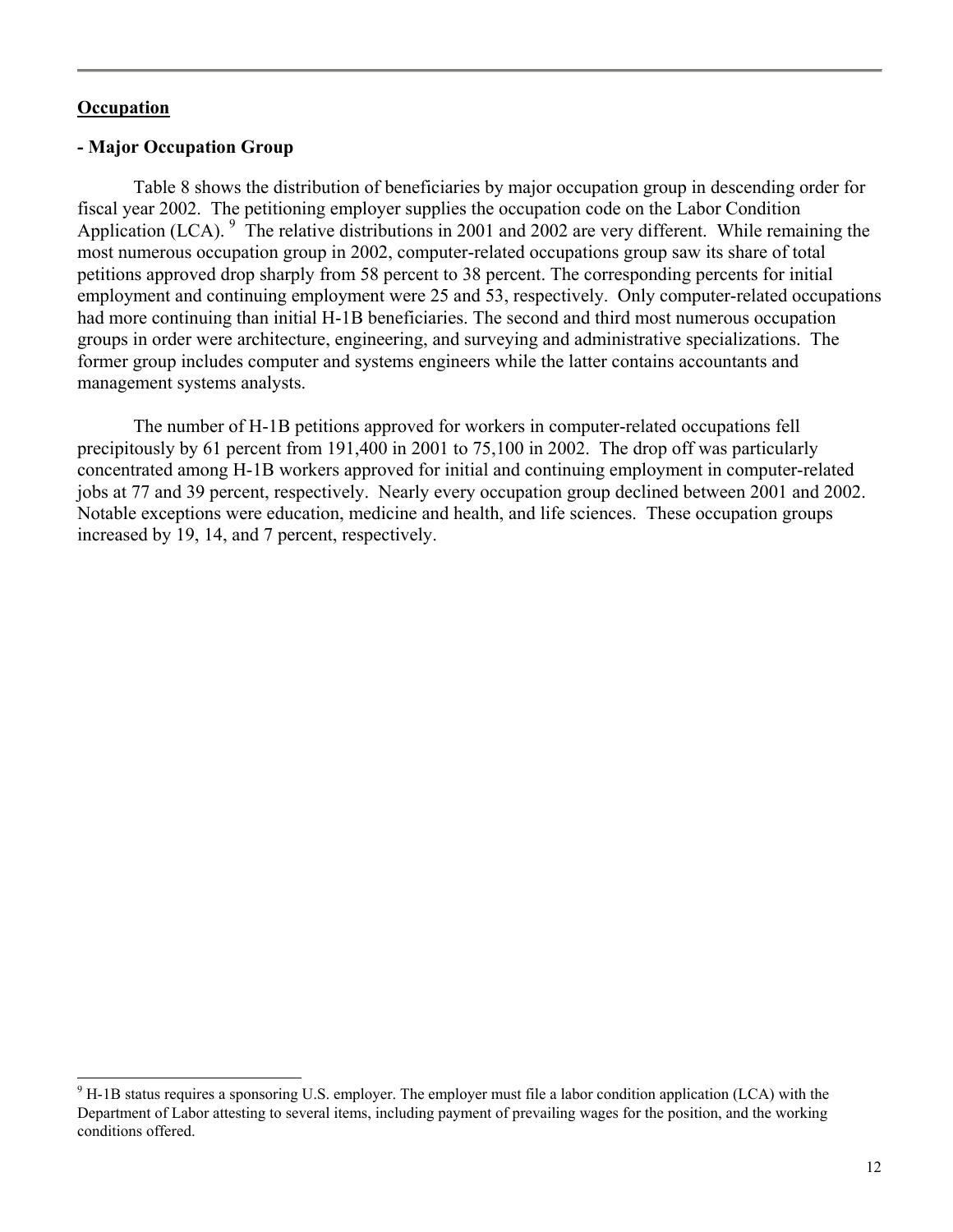## Occupation

### - Major Occupation Group

Table 8 shows the distribution of beneficiaries by major occupation group in descending order for fiscal year 2002. The petitioning employer supplies the occupation code on the Labor Condition Application (LCA). [9] The relative distributions in 2001 and 2002 are very different. While remaining the most numerous occupation group in 2002, computer-related occupations group saw its share of total petitions approved drop sharply from 58 percent to 38 percent. The corresponding percents for initial employment and continuing employment were 25 and 53, respectively. Only computer-related occupations had more continuing than initial H-1B beneficiaries. The second and third most numerous occupation groups in order were architecture, engineering, and surveying and administrative specializations. The former group includes computer and systems engineers while the latter contains accountants and management systems analysts.

The number of H-1B petitions approved for workers in computer-related occupations fell precipitously by 61 percent from 191,400 in 2001 to 75,100 in 2002. The drop off was particularly concentrated among H-1B workers approved for initial and continuing employment in computer-related jobs at 77 and 39 percent, respectively. Nearly every occupation group declined between 2001 and 2002. Notable exceptions were education, medicine and health, and life sciences. These occupation groups increased by 19, 14, and 7 percent, respectively.

[9] H-1B status requires a sponsoring U.S. employer. The employer must file a labor condition application (LCA) with the Department of Labor attesting to several items, including payment of prevailing wages for the position, and the working conditions offered.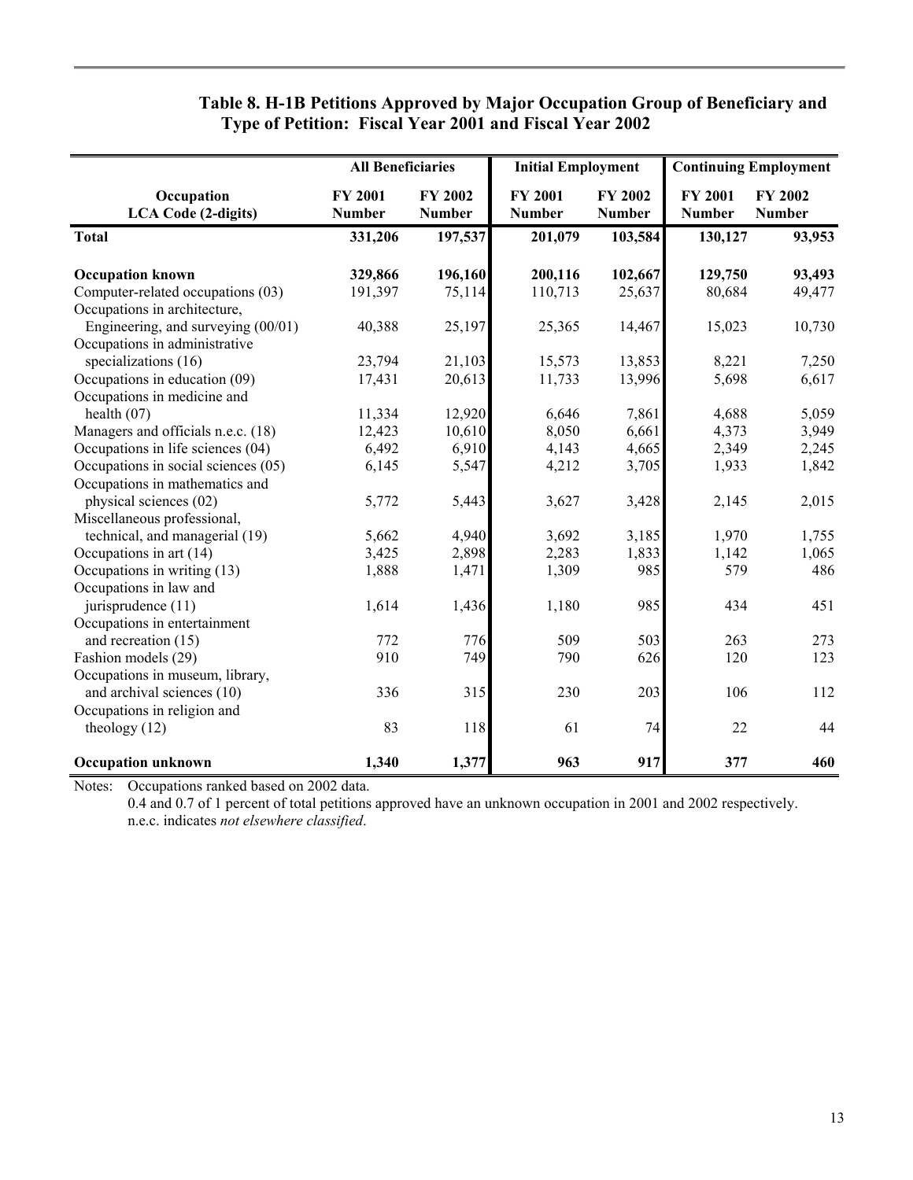### Table 8. H-1B Petitions Approved by Major Occupation Group of Beneficiary and Type of Petition: Fiscal Year 2001 and Fiscal Year 2002

| Occupation LCA Code (2-digits) | All Beneficiaries | | Initial Employment | | Continuing Employment | |
|---|---|---|---|---|---|---|
| | FY 2001 Number | FY 2002 Number | FY 2001 Number | FY 2002 Number | FY 2001 Number | FY 2002 Number |
| **Total** | **331,206** | **197,537** | **201,079** | **103,584** | **130,127** | **93,953** |
| **Occupation known** | **329,866** | **196,160** | **200,116** | **102,667** | **129,750** | **93,493** |
| Computer-related occupations (03) | 191,397 | 75,114 | 110,713 | 25,637 | 80,684 | 49,477 |
| Occupations in architecture, Engineering, and surveying (00/01) | 40,388 | 25,197 | 25,365 | 14,467 | 15,023 | 10,730 |
| Occupations in administrative specializations (16) | 23,794 | 21,103 | 15,573 | 13,853 | 8,221 | 7,250 |
| Occupations in education (09) | 17,431 | 20,613 | 11,733 | 13,996 | 5,698 | 6,617 |
| Occupations in medicine and health (07) | 11,334 | 12,920 | 6,646 | 7,861 | 4,688 | 5,059 |
| Managers and officials n.e.c. (18) | 12,423 | 10,610 | 8,050 | 6,661 | 4,373 | 3,949 |
| Occupations in life sciences (04) | 6,492 | 6,910 | 4,143 | 4,665 | 2,349 | 2,245 |
| Occupations in social sciences (05) | 6,145 | 5,547 | 4,212 | 3,705 | 1,933 | 1,842 |
| Occupations in mathematics and physical sciences (02) | 5,772 | 5,443 | 3,627 | 3,428 | 2,145 | 2,015 |
| Miscellaneous professional, technical, and managerial (19) | 5,662 | 4,940 | 3,692 | 3,185 | 1,970 | 1,755 |
| Occupations in art (14) | 3,425 | 2,898 | 2,283 | 1,833 | 1,142 | 1,065 |
| Occupations in writing (13) | 1,888 | 1,471 | 1,309 | 985 | 579 | 486 |
| Occupations in law and jurisprudence (11) | 1,614 | 1,436 | 1,180 | 985 | 434 | 451 |
| Occupations in entertainment and recreation (15) | 772 | 776 | 509 | 503 | 263 | 273 |
| Fashion models (29) | 910 | 749 | 790 | 626 | 120 | 123 |
| Occupations in museum, library, and archival sciences (10) | 336 | 315 | 230 | 203 | 106 | 112 |
| Occupations in religion and theology (12) | 83 | 118 | 61 | 74 | 22 | 44 |
| **Occupation unknown** | **1,340** | **1,377** | **963** | **917** | **377** | **460** |

Notes: Occupations ranked based on 2002 data.
0.4 and 0.7 of 1 percent of total petitions approved have an unknown occupation in 2001 and 2002 respectively.
n.e.c. indicates *not elsewhere classified*.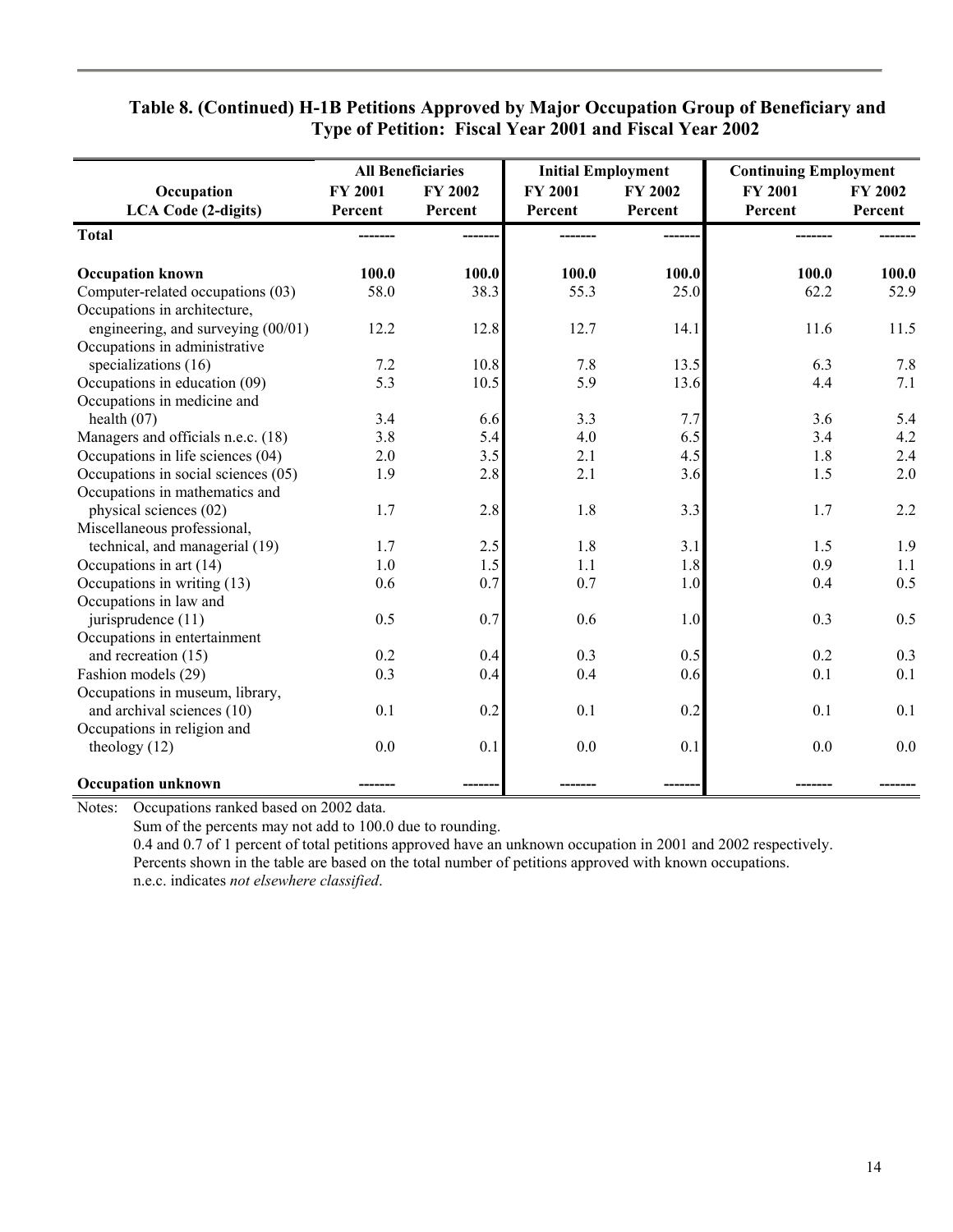### Table 8. (Continued) H-1B Petitions Approved by Major Occupation Group of Beneficiary and Type of Petition: Fiscal Year 2001 and Fiscal Year 2002

| Occupation | All Beneficiaries | | Initial Employment | | Continuing Employment | |
|---|---|---|---|---|---|---|
| LCA Code (2-digits) | FY 2001 Percent | FY 2002 Percent | FY 2001 Percent | FY 2002 Percent | FY 2001 Percent | FY 2002 Percent |
| **Total** | ------- | ------- | ------- | ------- | ------- | ------- |
| **Occupation known** | **100.0** | **100.0** | **100.0** | **100.0** | **100.0** | **100.0** |
| Computer-related occupations (03) | 58.0 | 38.3 | 55.3 | 25.0 | 62.2 | 52.9 |
| Occupations in architecture, engineering, and surveying (00/01) | 12.2 | 12.8 | 12.7 | 14.1 | 11.6 | 11.5 |
| Occupations in administrative specializations (16) | 7.2 | 10.8 | 7.8 | 13.5 | 6.3 | 7.8 |
| Occupations in education (09) | 5.3 | 10.5 | 5.9 | 13.6 | 4.4 | 7.1 |
| Occupations in medicine and health (07) | 3.4 | 6.6 | 3.3 | 7.7 | 3.6 | 5.4 |
| Managers and officials n.e.c. (18) | 3.8 | 5.4 | 4.0 | 6.5 | 3.4 | 4.2 |
| Occupations in life sciences (04) | 2.0 | 3.5 | 2.1 | 4.5 | 1.8 | 2.4 |
| Occupations in social sciences (05) | 1.9 | 2.8 | 2.1 | 3.6 | 1.5 | 2.0 |
| Occupations in mathematics and physical sciences (02) | 1.7 | 2.8 | 1.8 | 3.3 | 1.7 | 2.2 |
| Miscellaneous professional, technical, and managerial (19) | 1.7 | 2.5 | 1.8 | 3.1 | 1.5 | 1.9 |
| Occupations in art (14) | 1.0 | 1.5 | 1.1 | 1.8 | 0.9 | 1.1 |
| Occupations in writing (13) | 0.6 | 0.7 | 0.7 | 1.0 | 0.4 | 0.5 |
| Occupations in law and jurisprudence (11) | 0.5 | 0.7 | 0.6 | 1.0 | 0.3 | 0.5 |
| Occupations in entertainment and recreation (15) | 0.2 | 0.4 | 0.3 | 0.5 | 0.2 | 0.3 |
| Fashion models (29) | 0.3 | 0.4 | 0.4 | 0.6 | 0.1 | 0.1 |
| Occupations in museum, library, and archival sciences (10) | 0.1 | 0.2 | 0.1 | 0.2 | 0.1 | 0.1 |
| Occupations in religion and theology (12) | 0.0 | 0.1 | 0.0 | 0.1 | 0.0 | 0.0 |
| **Occupation unknown** | ------- | ------- | ------- | ------- | ------- | ------- |

Notes: Occupations ranked based on 2002 data.
Sum of the percents may not add to 100.0 due to rounding.
0.4 and 0.7 of 1 percent of total petitions approved have an unknown occupation in 2001 and 2002 respectively.
Percents shown in the table are based on the total number of petitions approved with known occupations.
n.e.c. indicates *not elsewhere classified*.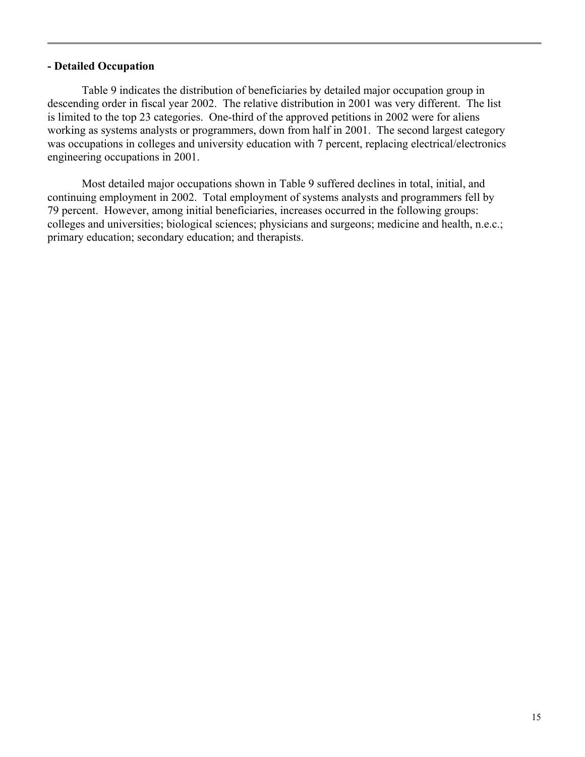**- Detailed Occupation**

Table 9 indicates the distribution of beneficiaries by detailed major occupation group in descending order in fiscal year 2002. The relative distribution in 2001 was very different. The list is limited to the top 23 categories. One-third of the approved petitions in 2002 were for aliens working as systems analysts or programmers, down from half in 2001. The second largest category was occupations in colleges and university education with 7 percent, replacing electrical/electronics engineering occupations in 2001.

Most detailed major occupations shown in Table 9 suffered declines in total, initial, and continuing employment in 2002. Total employment of systems analysts and programmers fell by 79 percent. However, among initial beneficiaries, increases occurred in the following groups: colleges and universities; biological sciences; physicians and surgeons; medicine and health, n.e.c.; primary education; secondary education; and therapists.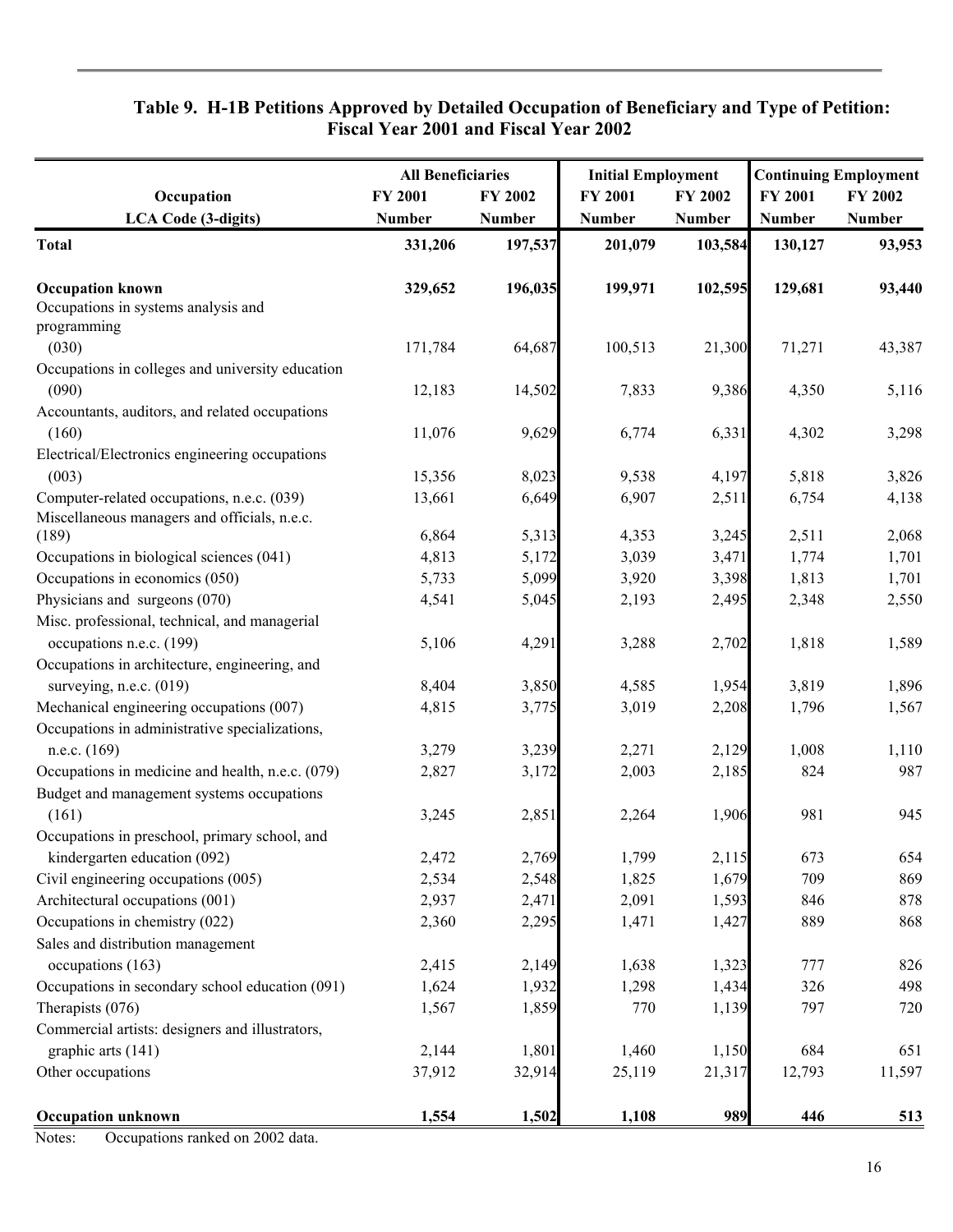## Table 9. H-1B Petitions Approved by Detailed Occupation of Beneficiary and Type of Petition: Fiscal Year 2001 and Fiscal Year 2002

| Occupation | All Beneficiaries | | Initial Employment | | Continuing Employment | |
|---|---|---|---|---|---|---|
| LCA Code (3-digits) | FY 2001 Number | FY 2002 Number | FY 2001 Number | FY 2002 Number | FY 2001 Number | FY 2002 Number |
| **Total** | **331,206** | **197,537** | **201,079** | **103,584** | **130,127** | **93,953** |
| **Occupation known** | **329,652** | **196,035** | **199,971** | **102,595** | **129,681** | **93,440** |
| Occupations in systems analysis and programming (030) | 171,784 | 64,687 | 100,513 | 21,300 | 71,271 | 43,387 |
| Occupations in colleges and university education (090) | 12,183 | 14,502 | 7,833 | 9,386 | 4,350 | 5,116 |
| Accountants, auditors, and related occupations (160) | 11,076 | 9,629 | 6,774 | 6,331 | 4,302 | 3,298 |
| Electrical/Electronics engineering occupations (003) | 15,356 | 8,023 | 9,538 | 4,197 | 5,818 | 3,826 |
| Computer-related occupations, n.e.c. (039) | 13,661 | 6,649 | 6,907 | 2,511 | 6,754 | 4,138 |
| Miscellaneous managers and officials, n.e.c. (189) | 6,864 | 5,313 | 4,353 | 3,245 | 2,511 | 2,068 |
| Occupations in biological sciences (041) | 4,813 | 5,172 | 3,039 | 3,471 | 1,774 | 1,701 |
| Occupations in economics (050) | 5,733 | 5,099 | 3,920 | 3,398 | 1,813 | 1,701 |
| Physicians and surgeons (070) | 4,541 | 5,045 | 2,193 | 2,495 | 2,348 | 2,550 |
| Misc. professional, technical, and managerial occupations n.e.c. (199) | 5,106 | 4,291 | 3,288 | 2,702 | 1,818 | 1,589 |
| Occupations in architecture, engineering, and surveying, n.e.c. (019) | 8,404 | 3,850 | 4,585 | 1,954 | 3,819 | 1,896 |
| Mechanical engineering occupations (007) | 4,815 | 3,775 | 3,019 | 2,208 | 1,796 | 1,567 |
| Occupations in administrative specializations, n.e.c. (169) | 3,279 | 3,239 | 2,271 | 2,129 | 1,008 | 1,110 |
| Occupations in medicine and health, n.e.c. (079) | 2,827 | 3,172 | 2,003 | 2,185 | 824 | 987 |
| Budget and management systems occupations (161) | 3,245 | 2,851 | 2,264 | 1,906 | 981 | 945 |
| Occupations in preschool, primary school, and kindergarten education (092) | 2,472 | 2,769 | 1,799 | 2,115 | 673 | 654 |
| Civil engineering occupations (005) | 2,534 | 2,548 | 1,825 | 1,679 | 709 | 869 |
| Architectural occupations (001) | 2,937 | 2,471 | 2,091 | 1,593 | 846 | 878 |
| Occupations in chemistry (022) | 2,360 | 2,295 | 1,471 | 1,427 | 889 | 868 |
| Sales and distribution management occupations (163) | 2,415 | 2,149 | 1,638 | 1,323 | 777 | 826 |
| Occupations in secondary school education (091) | 1,624 | 1,932 | 1,298 | 1,434 | 326 | 498 |
| Therapists (076) | 1,567 | 1,859 | 770 | 1,139 | 797 | 720 |
| Commercial artists: designers and illustrators, graphic arts (141) | 2,144 | 1,801 | 1,460 | 1,150 | 684 | 651 |
| Other occupations | 37,912 | 32,914 | 25,119 | 21,317 | 12,793 | 11,597 |
| **Occupation unknown** | **1,554** | **1,502** | **1,108** | **989** | **446** | **513** |

Notes: Occupations ranked on 2002 data.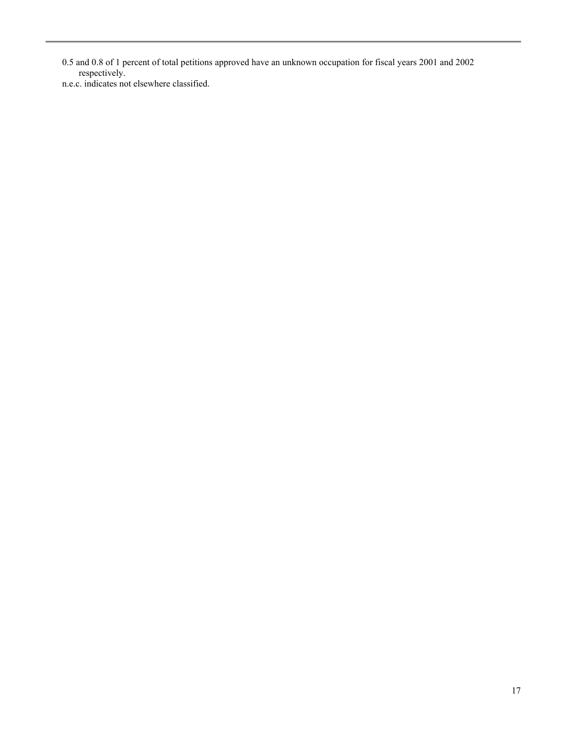0.5 and 0.8 of 1 percent of total petitions approved have an unknown occupation for fiscal years 2001 and 2002 respectively.

n.e.c. indicates not elsewhere classified.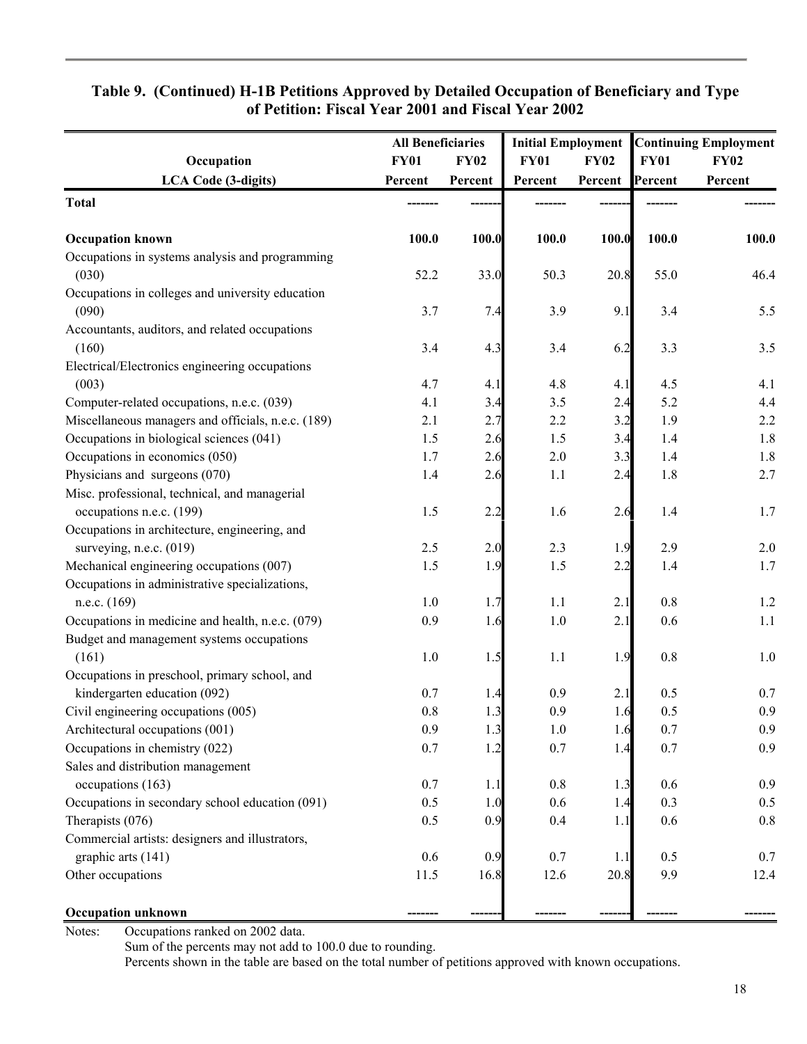**Table 9. (Continued) H-1B Petitions Approved by Detailed Occupation of Beneficiary and Type of Petition: Fiscal Year 2001 and Fiscal Year 2002**

| Occupation | All Beneficiaries | | Initial Employment | | Continuing Employment | |
|---|---|---|---|---|---|---|
| LCA Code (3-digits) | FY01 Percent | FY02 Percent | FY01 Percent | FY02 Percent | FY01 Percent | FY02 Percent |
| **Total** | ------- | ------- | ------- | ------- | ------- | ------- |
| **Occupation known** | **100.0** | **100.0** | **100.0** | **100.0** | **100.0** | **100.0** |
| Occupations in systems analysis and programming (030) | 52.2 | 33.0 | 50.3 | 20.8 | 55.0 | 46.4 |
| Occupations in colleges and university education (090) | 3.7 | 7.4 | 3.9 | 9.1 | 3.4 | 5.5 |
| Accountants, auditors, and related occupations (160) | 3.4 | 4.3 | 3.4 | 6.2 | 3.3 | 3.5 |
| Electrical/Electronics engineering occupations (003) | 4.7 | 4.1 | 4.8 | 4.1 | 4.5 | 4.1 |
| Computer-related occupations, n.e.c. (039) | 4.1 | 3.4 | 3.5 | 2.4 | 5.2 | 4.4 |
| Miscellaneous managers and officials, n.e.c. (189) | 2.1 | 2.7 | 2.2 | 3.2 | 1.9 | 2.2 |
| Occupations in biological sciences (041) | 1.5 | 2.6 | 1.5 | 3.4 | 1.4 | 1.8 |
| Occupations in economics (050) | 1.7 | 2.6 | 2.0 | 3.3 | 1.4 | 1.8 |
| Physicians and surgeons (070) | 1.4 | 2.6 | 1.1 | 2.4 | 1.8 | 2.7 |
| Misc. professional, technical, and managerial occupations n.e.c. (199) | 1.5 | 2.2 | 1.6 | 2.6 | 1.4 | 1.7 |
| Occupations in architecture, engineering, and surveying, n.e.c. (019) | 2.5 | 2.0 | 2.3 | 1.9 | 2.9 | 2.0 |
| Mechanical engineering occupations (007) | 1.5 | 1.9 | 1.5 | 2.2 | 1.4 | 1.7 |
| Occupations in administrative specializations, n.e.c. (169) | 1.0 | 1.7 | 1.1 | 2.1 | 0.8 | 1.2 |
| Occupations in medicine and health, n.e.c. (079) | 0.9 | 1.6 | 1.0 | 2.1 | 0.6 | 1.1 |
| Budget and management systems occupations (161) | 1.0 | 1.5 | 1.1 | 1.9 | 0.8 | 1.0 |
| Occupations in preschool, primary school, and kindergarten education (092) | 0.7 | 1.4 | 0.9 | 2.1 | 0.5 | 0.7 |
| Civil engineering occupations (005) | 0.8 | 1.3 | 0.9 | 1.6 | 0.5 | 0.9 |
| Architectural occupations (001) | 0.9 | 1.3 | 1.0 | 1.6 | 0.7 | 0.9 |
| Occupations in chemistry (022) | 0.7 | 1.2 | 0.7 | 1.4 | 0.7 | 0.9 |
| Sales and distribution management occupations (163) | 0.7 | 1.1 | 0.8 | 1.3 | 0.6 | 0.9 |
| Occupations in secondary school education (091) | 0.5 | 1.0 | 0.6 | 1.4 | 0.3 | 0.5 |
| Therapists (076) | 0.5 | 0.9 | 0.4 | 1.1 | 0.6 | 0.8 |
| Commercial artists: designers and illustrators, graphic arts (141) | 0.6 | 0.9 | 0.7 | 1.1 | 0.5 | 0.7 |
| Other occupations | 11.5 | 16.8 | 12.6 | 20.8 | 9.9 | 12.4 |
| **Occupation unknown** | ------- | ------- | ------- | ------- | ------- | ------- |

Notes: Occupations ranked on 2002 data.
Sum of the percents may not add to 100.0 due to rounding.
Percents shown in the table are based on the total number of petitions approved with known occupations.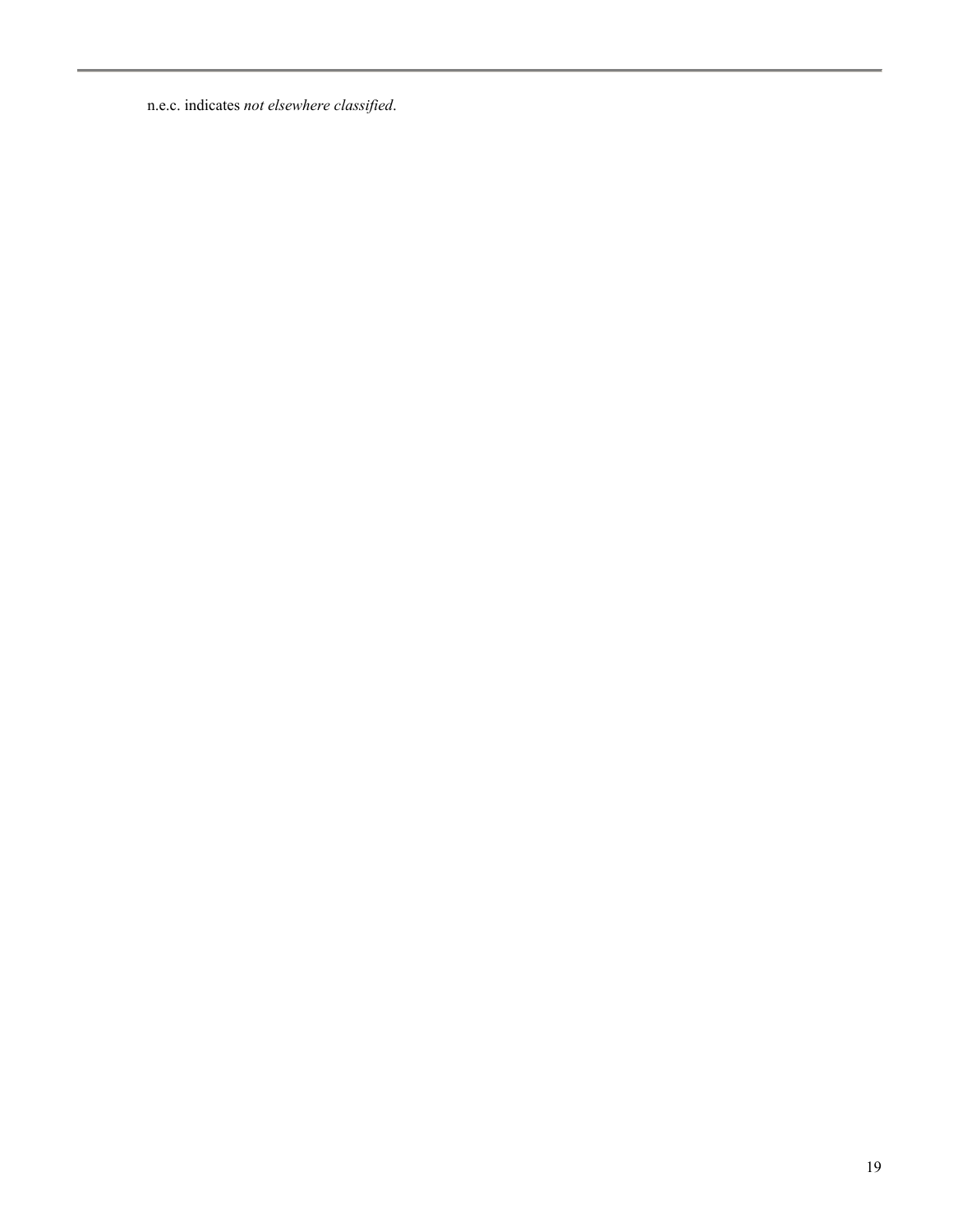n.e.c. indicates *not elsewhere classified*.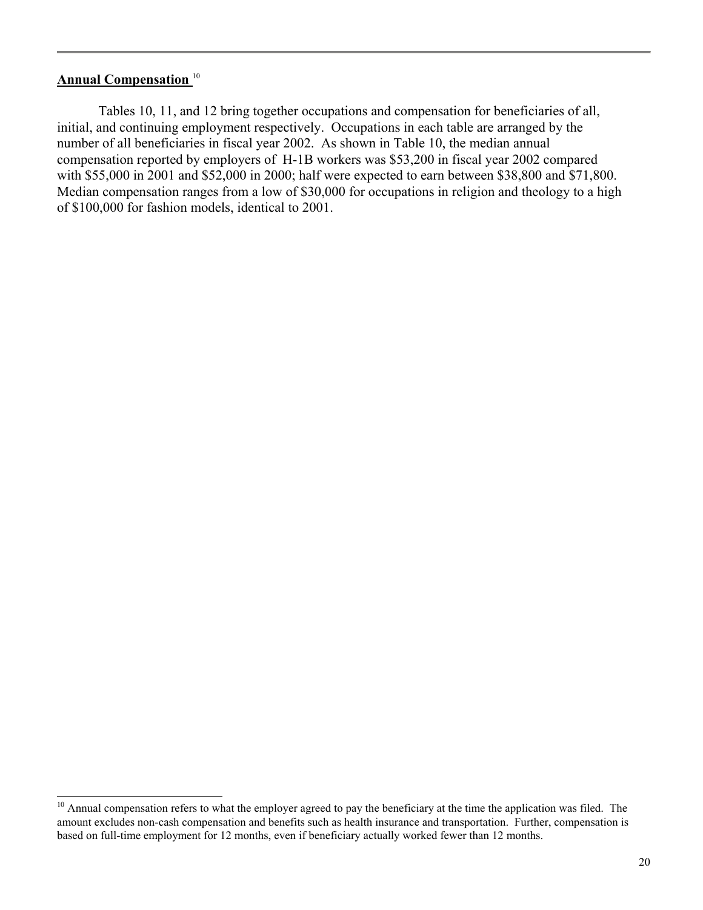**Annual Compensation** [10]

Tables 10, 11, and 12 bring together occupations and compensation for beneficiaries of all, initial, and continuing employment respectively. Occupations in each table are arranged by the number of all beneficiaries in fiscal year 2002. As shown in Table 10, the median annual compensation reported by employers of H-1B workers was $53,200 in fiscal year 2002 compared with $55,000 in 2001 and $52,000 in 2000; half were expected to earn between $38,800 and $71,800. Median compensation ranges from a low of $30,000 for occupations in religion and theology to a high of $100,000 for fashion models, identical to 2001.

---

[10] Annual compensation refers to what the employer agreed to pay the beneficiary at the time the application was filed. The amount excludes non-cash compensation and benefits such as health insurance and transportation. Further, compensation is based on full-time employment for 12 months, even if beneficiary actually worked fewer than 12 months.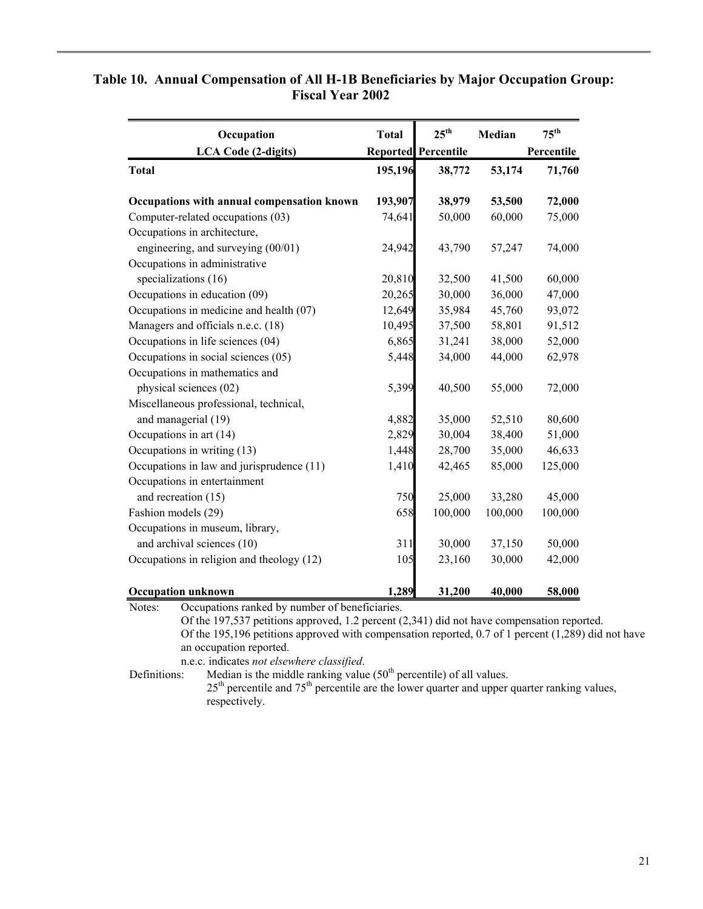### Table 10. Annual Compensation of All H-1B Beneficiaries by Major Occupation Group: Fiscal Year 2002

| Occupation<br>LCA Code (2-digits) | Total<br>Reported | 25th<br>Percentile | Median | 75th<br>Percentile |
|---|---|---|---|---|
| **Total** | **195,196** | **38,772** | **53,174** | **71,760** |
| **Occupations with annual compensation known** | **193,907** | **38,979** | **53,500** | **72,000** |
| Computer-related occupations (03) | 74,641 | 50,000 | 60,000 | 75,000 |
| Occupations in architecture, engineering, and surveying (00/01) | 24,942 | 43,790 | 57,247 | 74,000 |
| Occupations in administrative specializations (16) | 20,810 | 32,500 | 41,500 | 60,000 |
| Occupations in education (09) | 20,265 | 30,000 | 36,000 | 47,000 |
| Occupations in medicine and health (07) | 12,649 | 35,984 | 45,760 | 93,072 |
| Managers and officials n.e.c. (18) | 10,495 | 37,500 | 58,801 | 91,512 |
| Occupations in life sciences (04) | 6,865 | 31,241 | 38,000 | 52,000 |
| Occupations in social sciences (05) | 5,448 | 34,000 | 44,000 | 62,978 |
| Occupations in mathematics and physical sciences (02) | 5,399 | 40,500 | 55,000 | 72,000 |
| Miscellaneous professional, technical, and managerial (19) | 4,882 | 35,000 | 52,510 | 80,600 |
| Occupations in art (14) | 2,829 | 30,004 | 38,400 | 51,000 |
| Occupations in writing (13) | 1,448 | 28,700 | 35,000 | 46,633 |
| Occupations in law and jurisprudence (11) | 1,410 | 42,465 | 85,000 | 125,000 |
| Occupations in entertainment and recreation (15) | 750 | 25,000 | 33,280 | 45,000 |
| Fashion models (29) | 658 | 100,000 | 100,000 | 100,000 |
| Occupations in museum, library, and archival sciences (10) | 311 | 30,000 | 37,150 | 50,000 |
| Occupations in religion and theology (12) | 105 | 23,160 | 30,000 | 42,000 |
| **Occupation unknown** | **1,289** | **31,200** | **40,000** | **58,000** |

Notes: Occupations ranked by number of beneficiaries.
Of the 197,537 petitions approved, 1.2 percent (2,341) did not have compensation reported.
Of the 195,196 petitions approved with compensation reported, 0.7 of 1 percent (1,289) did not have an occupation reported.
n.e.c. indicates *not elsewhere classified*.

Definitions: Median is the middle ranking value (50th percentile) of all values.
25th percentile and 75th percentile are the lower quarter and upper quarter ranking values, respectively.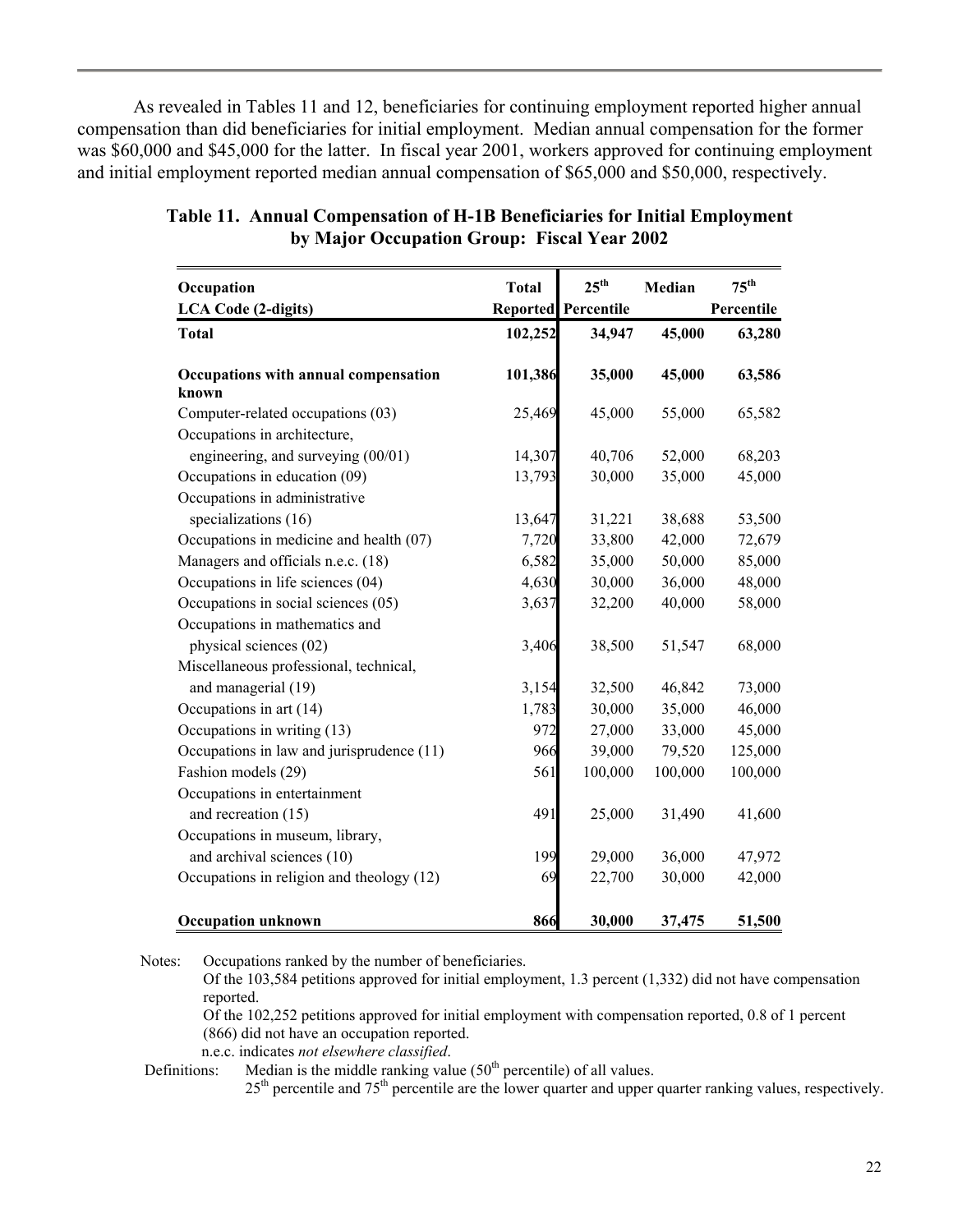As revealed in Tables 11 and 12, beneficiaries for continuing employment reported higher annual compensation than did beneficiaries for initial employment. Median annual compensation for the former was $60,000 and $45,000 for the latter. In fiscal year 2001, workers approved for continuing employment and initial employment reported median annual compensation of $65,000 and $50,000, respectively.

**Table 11. Annual Compensation of H-1B Beneficiaries for Initial Employment by Major Occupation Group: Fiscal Year 2002**

| Occupation<br>LCA Code (2-digits) | Total Reported | 25th Percentile | Median | 75th Percentile |
|---|---|---|---|---|
| **Total** | **102,252** | **34,947** | **45,000** | **63,280** |
| **Occupations with annual compensation known** | **101,386** | **35,000** | **45,000** | **63,586** |
| Computer-related occupations (03) | 25,469 | 45,000 | 55,000 | 65,582 |
| Occupations in architecture, engineering, and surveying (00/01) | 14,307 | 40,706 | 52,000 | 68,203 |
| Occupations in education (09) | 13,793 | 30,000 | 35,000 | 45,000 |
| Occupations in administrative specializations (16) | 13,647 | 31,221 | 38,688 | 53,500 |
| Occupations in medicine and health (07) | 7,720 | 33,800 | 42,000 | 72,679 |
| Managers and officials n.e.c. (18) | 6,582 | 35,000 | 50,000 | 85,000 |
| Occupations in life sciences (04) | 4,630 | 30,000 | 36,000 | 48,000 |
| Occupations in social sciences (05) | 3,637 | 32,200 | 40,000 | 58,000 |
| Occupations in mathematics and physical sciences (02) | 3,406 | 38,500 | 51,547 | 68,000 |
| Miscellaneous professional, technical, and managerial (19) | 3,154 | 32,500 | 46,842 | 73,000 |
| Occupations in art (14) | 1,783 | 30,000 | 35,000 | 46,000 |
| Occupations in writing (13) | 972 | 27,000 | 33,000 | 45,000 |
| Occupations in law and jurisprudence (11) | 966 | 39,000 | 79,520 | 125,000 |
| Fashion models (29) | 561 | 100,000 | 100,000 | 100,000 |
| Occupations in entertainment and recreation (15) | 491 | 25,000 | 31,490 | 41,600 |
| Occupations in museum, library, and archival sciences (10) | 199 | 29,000 | 36,000 | 47,972 |
| Occupations in religion and theology (12) | 69 | 22,700 | 30,000 | 42,000 |
| **Occupation unknown** | **866** | **30,000** | **37,475** | **51,500** |

Notes: Occupations ranked by the number of beneficiaries.
Of the 103,584 petitions approved for initial employment, 1.3 percent (1,332) did not have compensation reported.
Of the 102,252 petitions approved for initial employment with compensation reported, 0.8 of 1 percent (866) did not have an occupation reported.
n.e.c. indicates *not elsewhere classified*.

Definitions: Median is the middle ranking value (50th percentile) of all values.
25th percentile and 75th percentile are the lower quarter and upper quarter ranking values, respectively.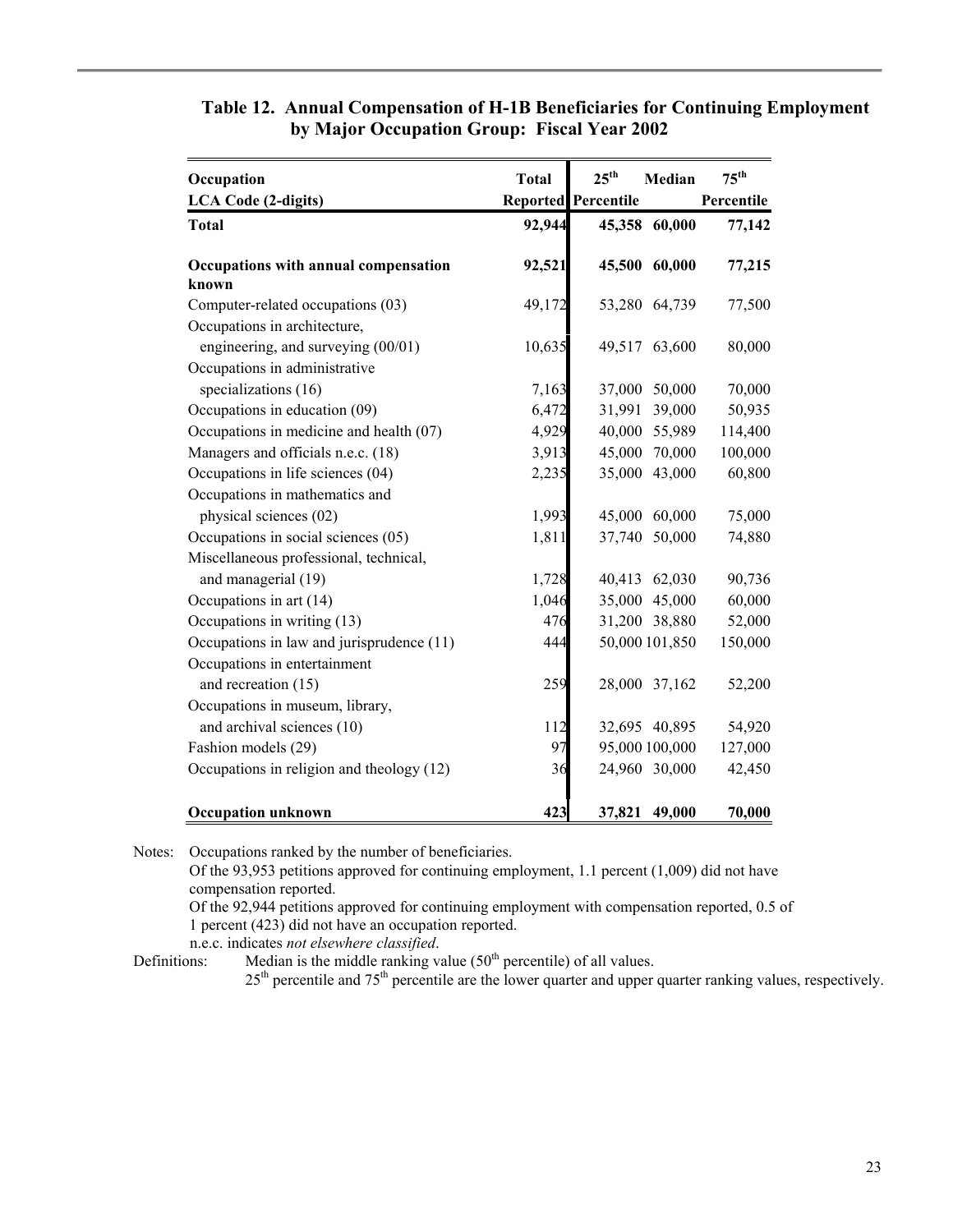## Table 12. Annual Compensation of H-1B Beneficiaries for Continuing Employment by Major Occupation Group: Fiscal Year 2002

| Occupation<br>LCA Code (2-digits) | Total Reported | 25th Percentile | Median | 75th Percentile |
|---|---|---|---|---|
| **Total** | **92,944** | **45,358** | **60,000** | **77,142** |
| **Occupations with annual compensation known** | **92,521** | **45,500** | **60,000** | **77,215** |
| Computer-related occupations (03) | 49,172 | 53,280 | 64,739 | 77,500 |
| Occupations in architecture, engineering, and surveying (00/01) | 10,635 | 49,517 | 63,600 | 80,000 |
| Occupations in administrative specializations (16) | 7,163 | 37,000 | 50,000 | 70,000 |
| Occupations in education (09) | 6,472 | 31,991 | 39,000 | 50,935 |
| Occupations in medicine and health (07) | 4,929 | 40,000 | 55,989 | 114,400 |
| Managers and officials n.e.c. (18) | 3,913 | 45,000 | 70,000 | 100,000 |
| Occupations in life sciences (04) | 2,235 | 35,000 | 43,000 | 60,800 |
| Occupations in mathematics and physical sciences (02) | 1,993 | 45,000 | 60,000 | 75,000 |
| Occupations in social sciences (05) | 1,811 | 37,740 | 50,000 | 74,880 |
| Miscellaneous professional, technical, and managerial (19) | 1,728 | 40,413 | 62,030 | 90,736 |
| Occupations in art (14) | 1,046 | 35,000 | 45,000 | 60,000 |
| Occupations in writing (13) | 476 | 31,200 | 38,880 | 52,000 |
| Occupations in law and jurisprudence (11) | 444 | 50,000 | 101,850 | 150,000 |
| Occupations in entertainment and recreation (15) | 259 | 28,000 | 37,162 | 52,200 |
| Occupations in museum, library, and archival sciences (10) | 112 | 32,695 | 40,895 | 54,920 |
| Fashion models (29) | 97 | 95,000 | 100,000 | 127,000 |
| Occupations in religion and theology (12) | 36 | 24,960 | 30,000 | 42,450 |
| **Occupation unknown** | **423** | **37,821** | **49,000** | **70,000** |

Notes: Occupations ranked by the number of beneficiaries.
Of the 93,953 petitions approved for continuing employment, 1.1 percent (1,009) did not have compensation reported.
Of the 92,944 petitions approved for continuing employment with compensation reported, 0.5 of 1 percent (423) did not have an occupation reported.
n.e.c. indicates *not elsewhere classified*.

Definitions: Median is the middle ranking value (50th percentile) of all values.
25th percentile and 75th percentile are the lower quarter and upper quarter ranking values, respectively.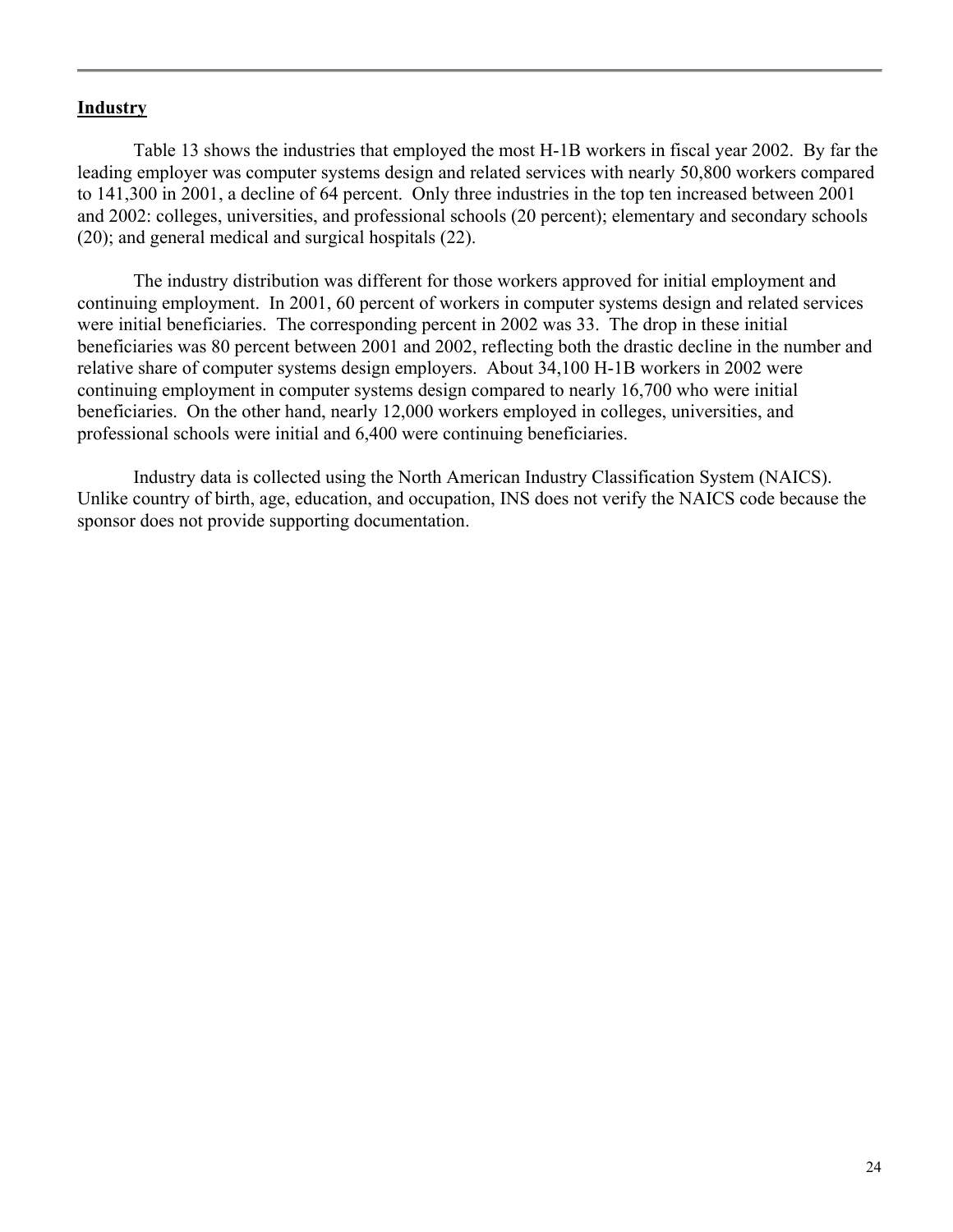## Industry

Table 13 shows the industries that employed the most H-1B workers in fiscal year 2002. By far the leading employer was computer systems design and related services with nearly 50,800 workers compared to 141,300 in 2001, a decline of 64 percent. Only three industries in the top ten increased between 2001 and 2002: colleges, universities, and professional schools (20 percent); elementary and secondary schools (20); and general medical and surgical hospitals (22).

The industry distribution was different for those workers approved for initial employment and continuing employment. In 2001, 60 percent of workers in computer systems design and related services were initial beneficiaries. The corresponding percent in 2002 was 33. The drop in these initial beneficiaries was 80 percent between 2001 and 2002, reflecting both the drastic decline in the number and relative share of computer systems design employers. About 34,100 H-1B workers in 2002 were continuing employment in computer systems design compared to nearly 16,700 who were initial beneficiaries. On the other hand, nearly 12,000 workers employed in colleges, universities, and professional schools were initial and 6,400 were continuing beneficiaries.

Industry data is collected using the North American Industry Classification System (NAICS). Unlike country of birth, age, education, and occupation, INS does not verify the NAICS code because the sponsor does not provide supporting documentation.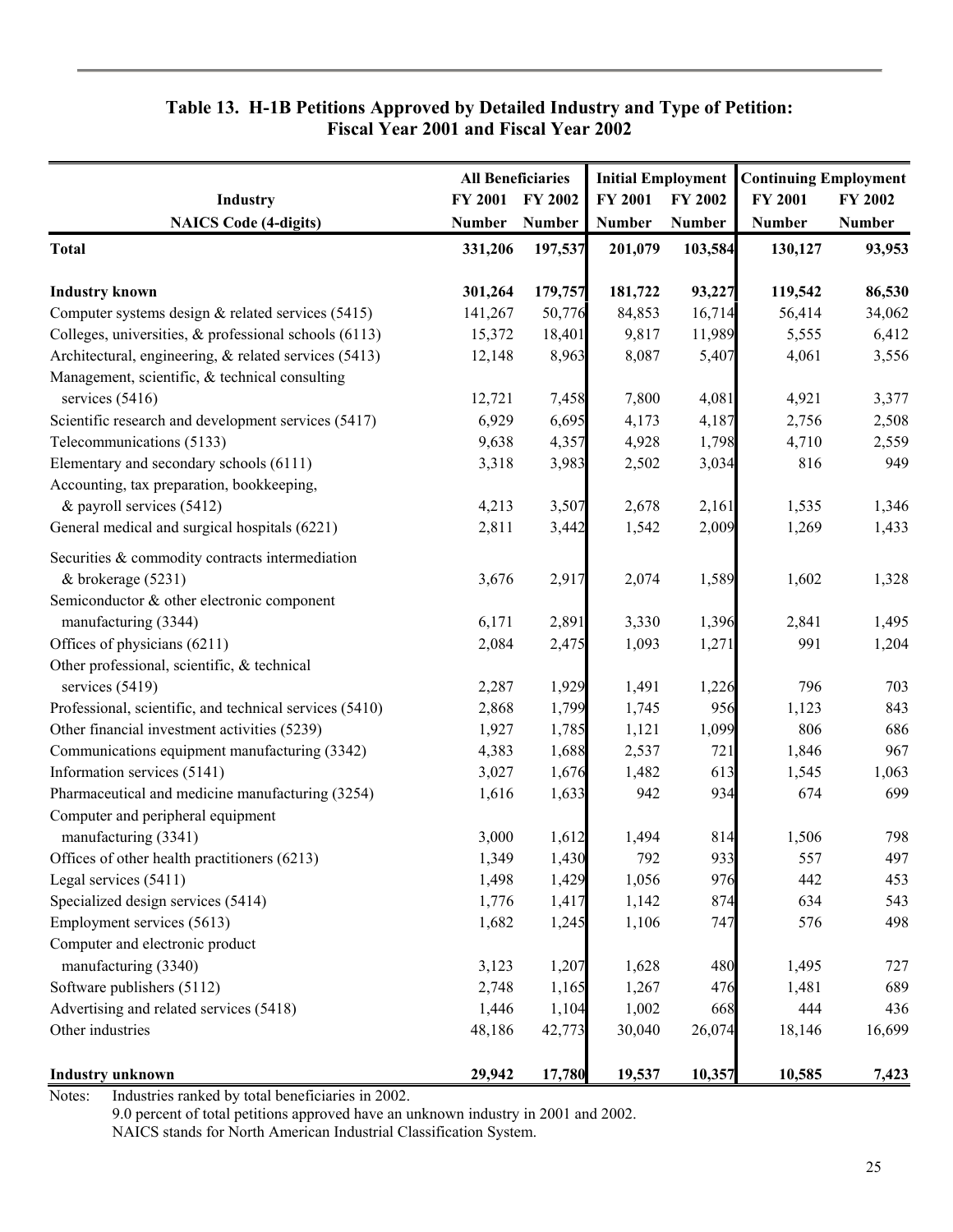### Table 13. H-1B Petitions Approved by Detailed Industry and Type of Petition: Fiscal Year 2001 and Fiscal Year 2002

| Industry | All Beneficiaries | | Initial Employment | | Continuing Employment | |
|---|---|---|---|---|---|---|
| | FY 2001 | FY 2002 | FY 2001 | FY 2002 | FY 2001 | FY 2002 |
| NAICS Code (4-digits) | Number | Number | Number | Number | Number | Number |
| **Total** | **331,206** | **197,537** | **201,079** | **103,584** | **130,127** | **93,953** |
| **Industry known** | **301,264** | **179,757** | **181,722** | **93,227** | **119,542** | **86,530** |
| Computer systems design & related services (5415) | 141,267 | 50,776 | 84,853 | 16,714 | 56,414 | 34,062 |
| Colleges, universities, & professional schools (6113) | 15,372 | 18,401 | 9,817 | 11,989 | 5,555 | 6,412 |
| Architectural, engineering, & related services (5413) | 12,148 | 8,963 | 8,087 | 5,407 | 4,061 | 3,556 |
| Management, scientific, & technical consulting services (5416) | 12,721 | 7,458 | 7,800 | 4,081 | 4,921 | 3,377 |
| Scientific research and development services (5417) | 6,929 | 6,695 | 4,173 | 4,187 | 2,756 | 2,508 |
| Telecommunications (5133) | 9,638 | 4,357 | 4,928 | 1,798 | 4,710 | 2,559 |
| Elementary and secondary schools (6111) | 3,318 | 3,983 | 2,502 | 3,034 | 816 | 949 |
| Accounting, tax preparation, bookkeeping, & payroll services (5412) | 4,213 | 3,507 | 2,678 | 2,161 | 1,535 | 1,346 |
| General medical and surgical hospitals (6221) | 2,811 | 3,442 | 1,542 | 2,009 | 1,269 | 1,433 |
| Securities & commodity contracts intermediation & brokerage (5231) | 3,676 | 2,917 | 2,074 | 1,589 | 1,602 | 1,328 |
| Semiconductor & other electronic component manufacturing (3344) | 6,171 | 2,891 | 3,330 | 1,396 | 2,841 | 1,495 |
| Offices of physicians (6211) | 2,084 | 2,475 | 1,093 | 1,271 | 991 | 1,204 |
| Other professional, scientific, & technical services (5419) | 2,287 | 1,929 | 1,491 | 1,226 | 796 | 703 |
| Professional, scientific, and technical services (5410) | 2,868 | 1,799 | 1,745 | 956 | 1,123 | 843 |
| Other financial investment activities (5239) | 1,927 | 1,785 | 1,121 | 1,099 | 806 | 686 |
| Communications equipment manufacturing (3342) | 4,383 | 1,688 | 2,537 | 721 | 1,846 | 967 |
| Information services (5141) | 3,027 | 1,676 | 1,482 | 613 | 1,545 | 1,063 |
| Pharmaceutical and medicine manufacturing (3254) | 1,616 | 1,633 | 942 | 934 | 674 | 699 |
| Computer and peripheral equipment manufacturing (3341) | 3,000 | 1,612 | 1,494 | 814 | 1,506 | 798 |
| Offices of other health practitioners (6213) | 1,349 | 1,430 | 792 | 933 | 557 | 497 |
| Legal services (5411) | 1,498 | 1,429 | 1,056 | 976 | 442 | 453 |
| Specialized design services (5414) | 1,776 | 1,417 | 1,142 | 874 | 634 | 543 |
| Employment services (5613) | 1,682 | 1,245 | 1,106 | 747 | 576 | 498 |
| Computer and electronic product manufacturing (3340) | 3,123 | 1,207 | 1,628 | 480 | 1,495 | 727 |
| Software publishers (5112) | 2,748 | 1,165 | 1,267 | 476 | 1,481 | 689 |
| Advertising and related services (5418) | 1,446 | 1,104 | 1,002 | 668 | 444 | 436 |
| Other industries | 48,186 | 42,773 | 30,040 | 26,074 | 18,146 | 16,699 |
| **Industry unknown** | **29,942** | **17,780** | **19,537** | **10,357** | **10,585** | **7,423** |

Notes: Industries ranked by total beneficiaries in 2002.
9.0 percent of total petitions approved have an unknown industry in 2001 and 2002.
NAICS stands for North American Industrial Classification System.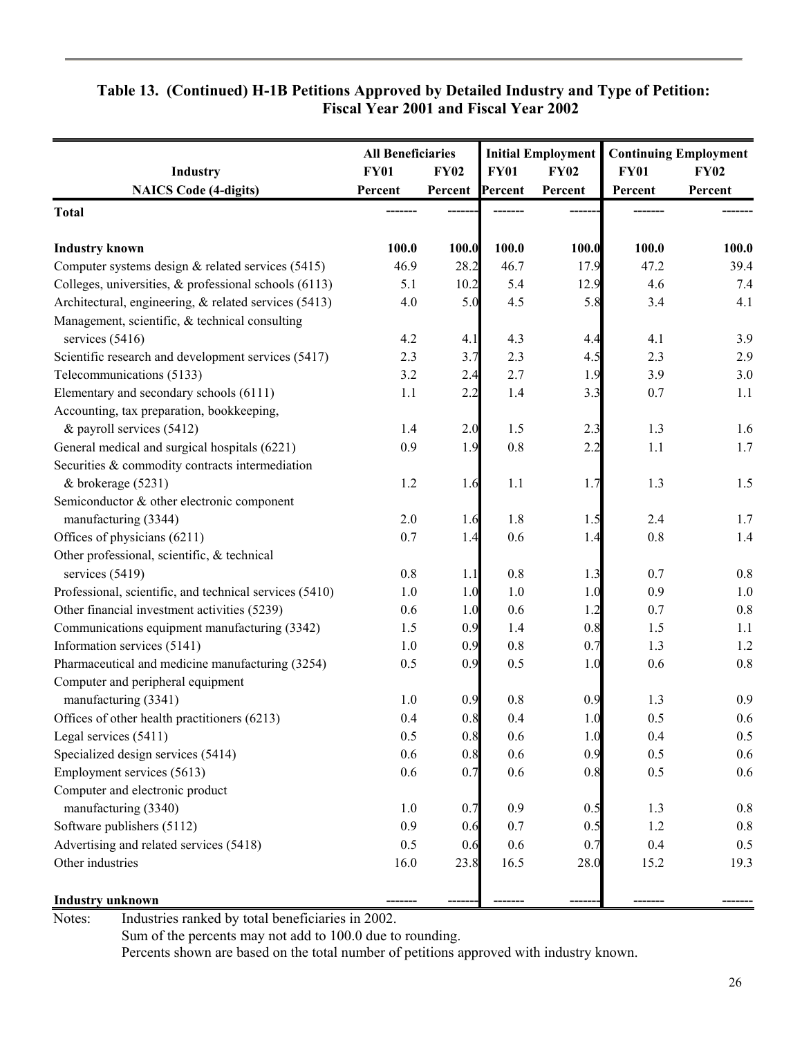## Table 13. (Continued) H-1B Petitions Approved by Detailed Industry and Type of Petition: Fiscal Year 2001 and Fiscal Year 2002

| Industry | All Beneficiaries | | Initial Employment | | Continuing Employment | |
|---|---|---|---|---|---|---|
| | FY01 | FY02 | FY01 | FY02 | FY01 | FY02 |
| NAICS Code (4-digits) | Percent | Percent | Percent | Percent | Percent | Percent |
| **Total** | ------- | ------- | ------- | ------- | ------- | ------- |
| **Industry known** | **100.0** | **100.0** | **100.0** | **100.0** | **100.0** | **100.0** |
| Computer systems design & related services (5415) | 46.9 | 28.2 | 46.7 | 17.9 | 47.2 | 39.4 |
| Colleges, universities, & professional schools (6113) | 5.1 | 10.2 | 5.4 | 12.9 | 4.6 | 7.4 |
| Architectural, engineering, & related services (5413) | 4.0 | 5.0 | 4.5 | 5.8 | 3.4 | 4.1 |
| Management, scientific, & technical consulting services (5416) | 4.2 | 4.1 | 4.3 | 4.4 | 4.1 | 3.9 |
| Scientific research and development services (5417) | 2.3 | 3.7 | 2.3 | 4.5 | 2.3 | 2.9 |
| Telecommunications (5133) | 3.2 | 2.4 | 2.7 | 1.9 | 3.9 | 3.0 |
| Elementary and secondary schools (6111) | 1.1 | 2.2 | 1.4 | 3.3 | 0.7 | 1.1 |
| Accounting, tax preparation, bookkeeping, & payroll services (5412) | 1.4 | 2.0 | 1.5 | 2.3 | 1.3 | 1.6 |
| General medical and surgical hospitals (6221) | 0.9 | 1.9 | 0.8 | 2.2 | 1.1 | 1.7 |
| Securities & commodity contracts intermediation & brokerage (5231) | 1.2 | 1.6 | 1.1 | 1.7 | 1.3 | 1.5 |
| Semiconductor & other electronic component manufacturing (3344) | 2.0 | 1.6 | 1.8 | 1.5 | 2.4 | 1.7 |
| Offices of physicians (6211) | 0.7 | 1.4 | 0.6 | 1.4 | 0.8 | 1.4 |
| Other professional, scientific, & technical services (5419) | 0.8 | 1.1 | 0.8 | 1.3 | 0.7 | 0.8 |
| Professional, scientific, and technical services (5410) | 1.0 | 1.0 | 1.0 | 1.0 | 0.9 | 1.0 |
| Other financial investment activities (5239) | 0.6 | 1.0 | 0.6 | 1.2 | 0.7 | 0.8 |
| Communications equipment manufacturing (3342) | 1.5 | 0.9 | 1.4 | 0.8 | 1.5 | 1.1 |
| Information services (5141) | 1.0 | 0.9 | 0.8 | 0.7 | 1.3 | 1.2 |
| Pharmaceutical and medicine manufacturing (3254) | 0.5 | 0.9 | 0.5 | 1.0 | 0.6 | 0.8 |
| Computer and peripheral equipment manufacturing (3341) | 1.0 | 0.9 | 0.8 | 0.9 | 1.3 | 0.9 |
| Offices of other health practitioners (6213) | 0.4 | 0.8 | 0.4 | 1.0 | 0.5 | 0.6 |
| Legal services (5411) | 0.5 | 0.8 | 0.6 | 1.0 | 0.4 | 0.5 |
| Specialized design services (5414) | 0.6 | 0.8 | 0.6 | 0.9 | 0.5 | 0.6 |
| Employment services (5613) | 0.6 | 0.7 | 0.6 | 0.8 | 0.5 | 0.6 |
| Computer and electronic product manufacturing (3340) | 1.0 | 0.7 | 0.9 | 0.5 | 1.3 | 0.8 |
| Software publishers (5112) | 0.9 | 0.6 | 0.7 | 0.5 | 1.2 | 0.8 |
| Advertising and related services (5418) | 0.5 | 0.6 | 0.6 | 0.7 | 0.4 | 0.5 |
| Other industries | 16.0 | 23.8 | 16.5 | 28.0 | 15.2 | 19.3 |
| **Industry unknown** | ------- | ------- | ------- | ------- | ------- | ------- |

Notes: Industries ranked by total beneficiaries in 2002.
Sum of the percents may not add to 100.0 due to rounding.
Percents shown are based on the total number of petitions approved with industry known.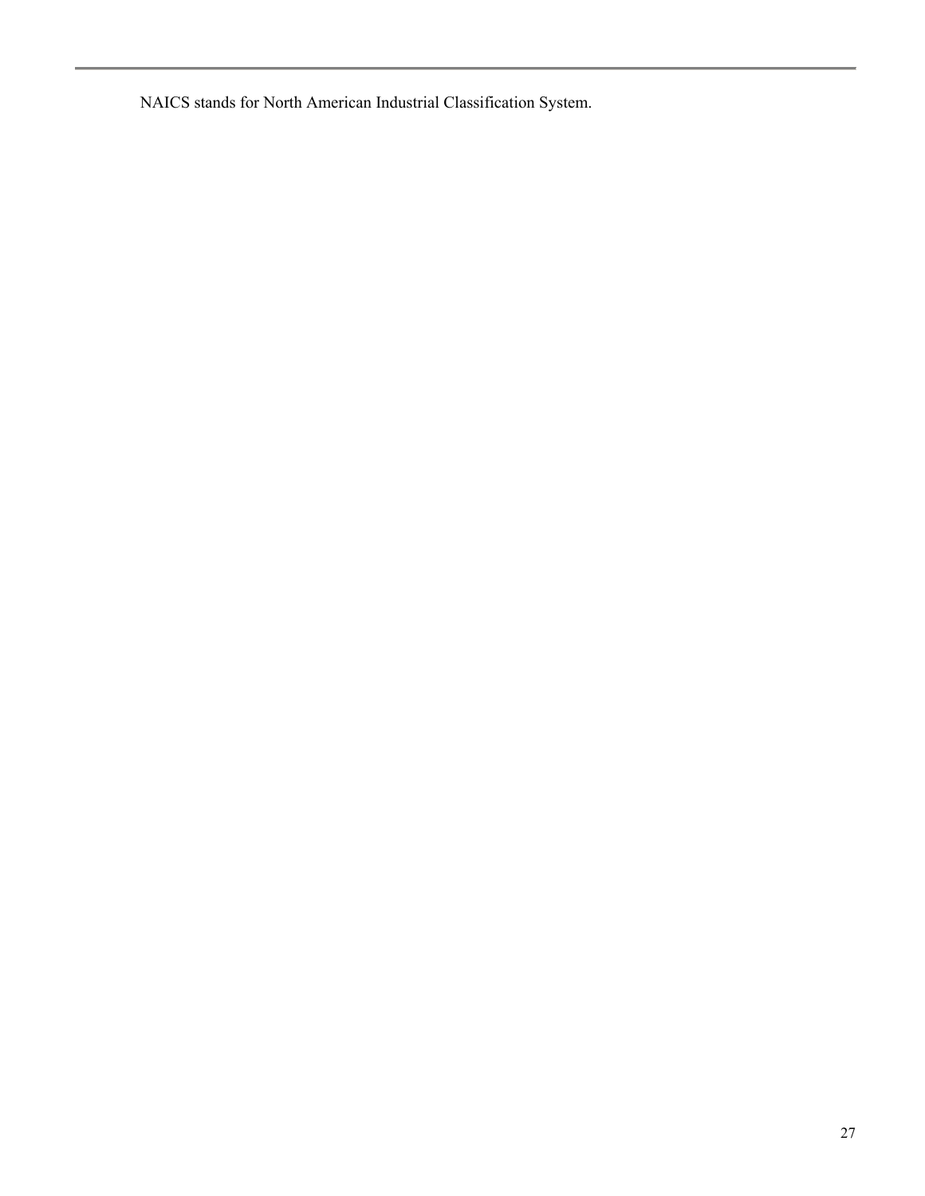NAICS stands for North American Industrial Classification System.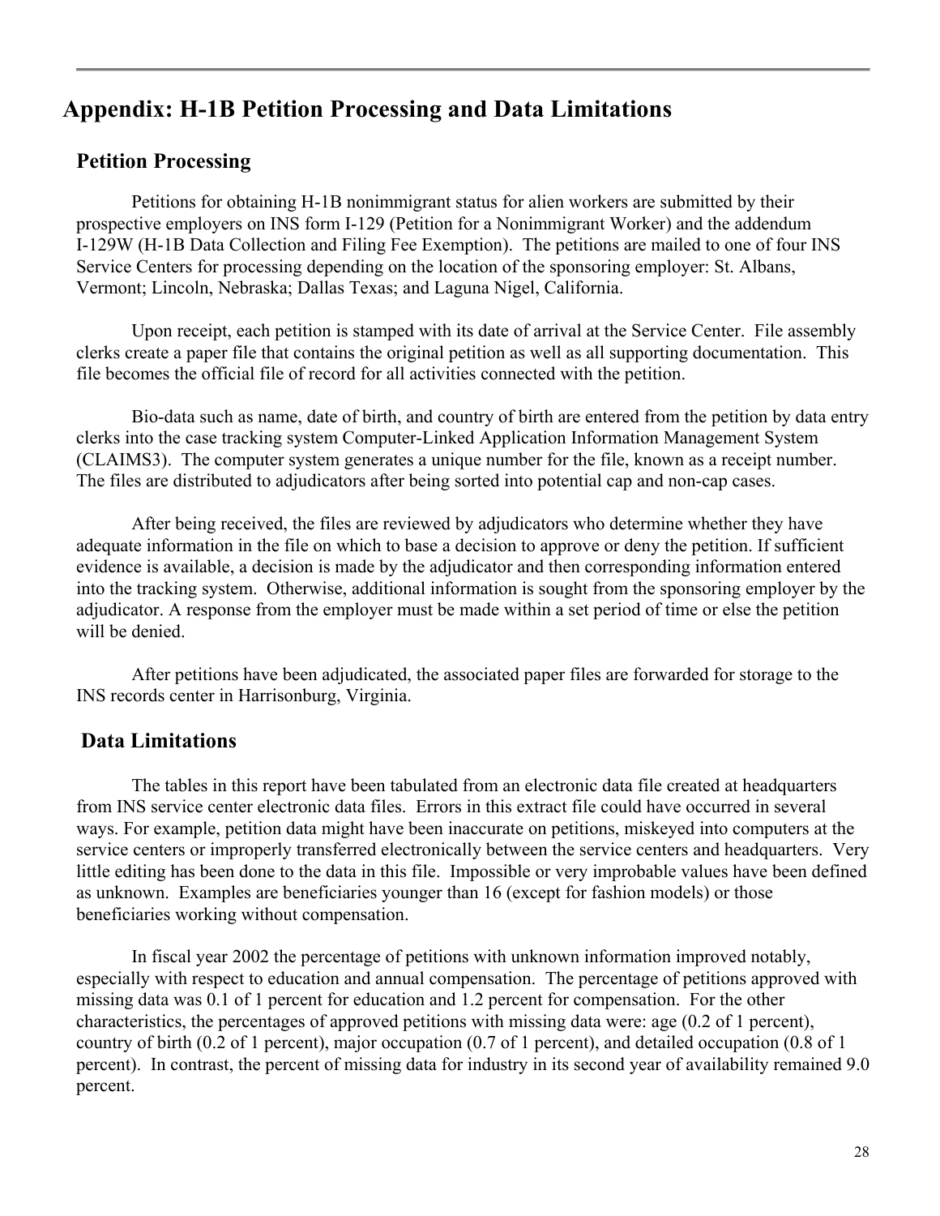# Appendix: H-1B Petition Processing and Data Limitations

## Petition Processing

Petitions for obtaining H-1B nonimmigrant status for alien workers are submitted by their prospective employers on INS form I-129 (Petition for a Nonimmigrant Worker) and the addendum I-129W (H-1B Data Collection and Filing Fee Exemption). The petitions are mailed to one of four INS Service Centers for processing depending on the location of the sponsoring employer: St. Albans, Vermont; Lincoln, Nebraska; Dallas Texas; and Laguna Nigel, California.

Upon receipt, each petition is stamped with its date of arrival at the Service Center. File assembly clerks create a paper file that contains the original petition as well as all supporting documentation. This file becomes the official file of record for all activities connected with the petition.

Bio-data such as name, date of birth, and country of birth are entered from the petition by data entry clerks into the case tracking system Computer-Linked Application Information Management System (CLAIMS3). The computer system generates a unique number for the file, known as a receipt number. The files are distributed to adjudicators after being sorted into potential cap and non-cap cases.

After being received, the files are reviewed by adjudicators who determine whether they have adequate information in the file on which to base a decision to approve or deny the petition. If sufficient evidence is available, a decision is made by the adjudicator and then corresponding information entered into the tracking system. Otherwise, additional information is sought from the sponsoring employer by the adjudicator. A response from the employer must be made within a set period of time or else the petition will be denied.

After petitions have been adjudicated, the associated paper files are forwarded for storage to the INS records center in Harrisonburg, Virginia.

## Data Limitations

The tables in this report have been tabulated from an electronic data file created at headquarters from INS service center electronic data files. Errors in this extract file could have occurred in several ways. For example, petition data might have been inaccurate on petitions, miskeyed into computers at the service centers or improperly transferred electronically between the service centers and headquarters. Very little editing has been done to the data in this file. Impossible or very improbable values have been defined as unknown. Examples are beneficiaries younger than 16 (except for fashion models) or those beneficiaries working without compensation.

In fiscal year 2002 the percentage of petitions with unknown information improved notably, especially with respect to education and annual compensation. The percentage of petitions approved with missing data was 0.1 of 1 percent for education and 1.2 percent for compensation. For the other characteristics, the percentages of approved petitions with missing data were: age (0.2 of 1 percent), country of birth (0.2 of 1 percent), major occupation (0.7 of 1 percent), and detailed occupation (0.8 of 1 percent). In contrast, the percent of missing data for industry in its second year of availability remained 9.0 percent.